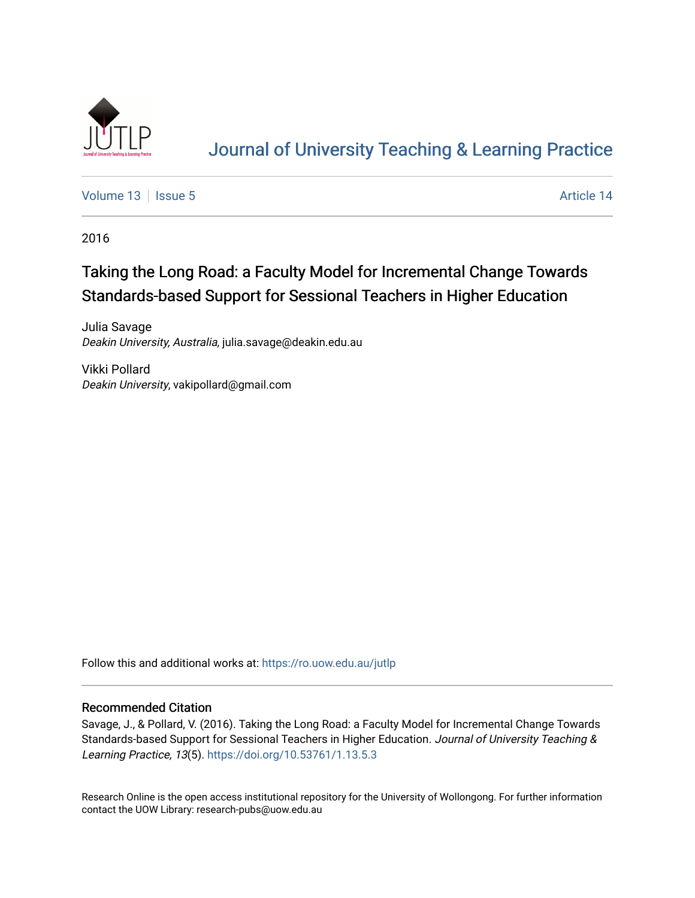# Journal of University Teaching & Learning Practice

Volume 13 | Issue 5 Article 14

2016

## Taking the Long Road: a Faculty Model for Incremental Change Towards Standards-based Support for Sessional Teachers in Higher Education

Julia Savage
*Deakin University, Australia*, julia.savage@deakin.edu.au

Vikki Pollard
*Deakin University*, vakipollard@gmail.com

Follow this and additional works at: https://ro.uow.edu.au/jutlp

### Recommended Citation

Savage, J., & Pollard, V. (2016). Taking the Long Road: a Faculty Model for Incremental Change Towards Standards-based Support for Sessional Teachers in Higher Education. *Journal of University Teaching & Learning Practice, 13*(5). https://doi.org/10.53761/1.13.5.3

Research Online is the open access institutional repository for the University of Wollongong. For further information contact the UOW Library: research-pubs@uow.edu.au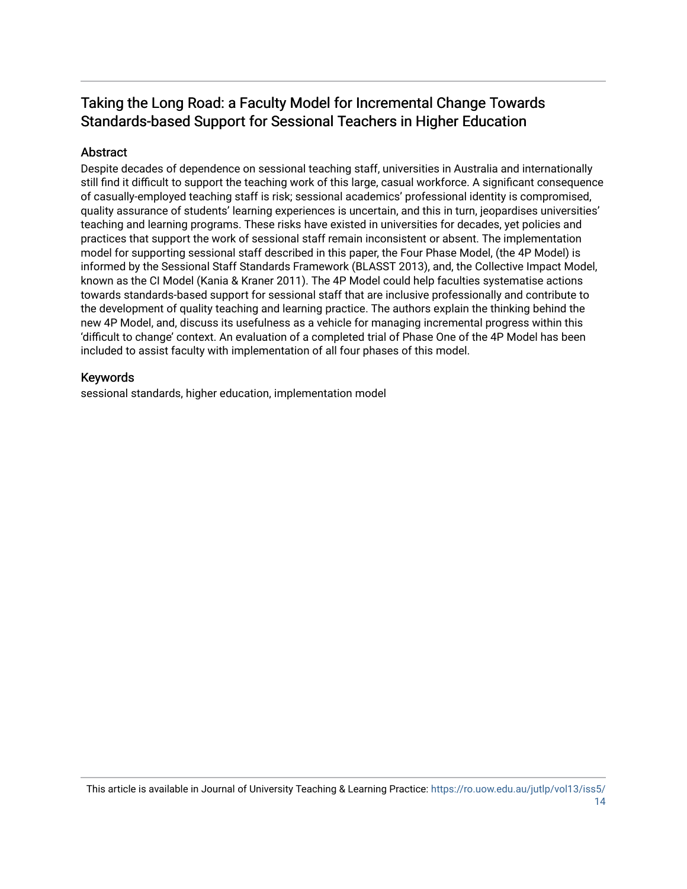## Taking the Long Road: a Faculty Model for Incremental Change Towards Standards-based Support for Sessional Teachers in Higher Education

### Abstract

Despite decades of dependence on sessional teaching staff, universities in Australia and internationally still find it difficult to support the teaching work of this large, casual workforce. A significant consequence of casually-employed teaching staff is risk; sessional academics' professional identity is compromised, quality assurance of students' learning experiences is uncertain, and this in turn, jeopardises universities' teaching and learning programs. These risks have existed in universities for decades, yet policies and practices that support the work of sessional staff remain inconsistent or absent. The implementation model for supporting sessional staff described in this paper, the Four Phase Model, (the 4P Model) is informed by the Sessional Staff Standards Framework (BLASST 2013), and, the Collective Impact Model, known as the CI Model (Kania & Kraner 2011). The 4P Model could help faculties systematise actions towards standards-based support for sessional staff that are inclusive professionally and contribute to the development of quality teaching and learning practice. The authors explain the thinking behind the new 4P Model, and, discuss its usefulness as a vehicle for managing incremental progress within this 'difficult to change' context. An evaluation of a completed trial of Phase One of the 4P Model has been included to assist faculty with implementation of all four phases of this model.

### Keywords

sessional standards, higher education, implementation model

This article is available in Journal of University Teaching & Learning Practice: https://ro.uow.edu.au/jutlp/vol13/iss5/14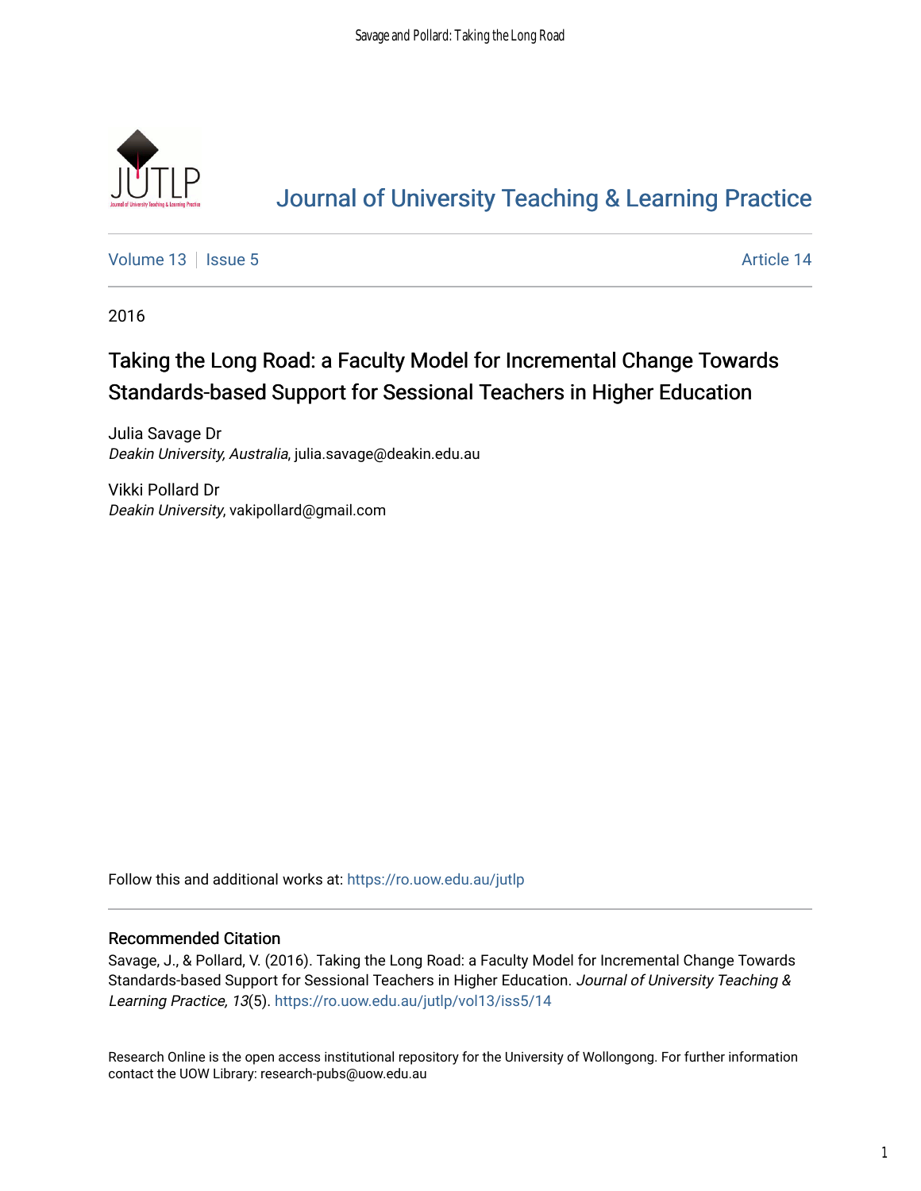# Journal of University Teaching & Learning Practice

Volume 13 | Issue 5 | Article 14

2016

## Taking the Long Road: a Faculty Model for Incremental Change Towards Standards-based Support for Sessional Teachers in Higher Education

Julia Savage Dr
*Deakin University, Australia*, julia.savage@deakin.edu.au

Vikki Pollard Dr
*Deakin University*, vakipollard@gmail.com

Follow this and additional works at: https://ro.uow.edu.au/jutlp

### Recommended Citation

Savage, J., & Pollard, V. (2016). Taking the Long Road: a Faculty Model for Incremental Change Towards Standards-based Support for Sessional Teachers in Higher Education. *Journal of University Teaching & Learning Practice, 13*(5). https://ro.uow.edu.au/jutlp/vol13/iss5/14

Research Online is the open access institutional repository for the University of Wollongong. For further information contact the UOW Library: research-pubs@uow.edu.au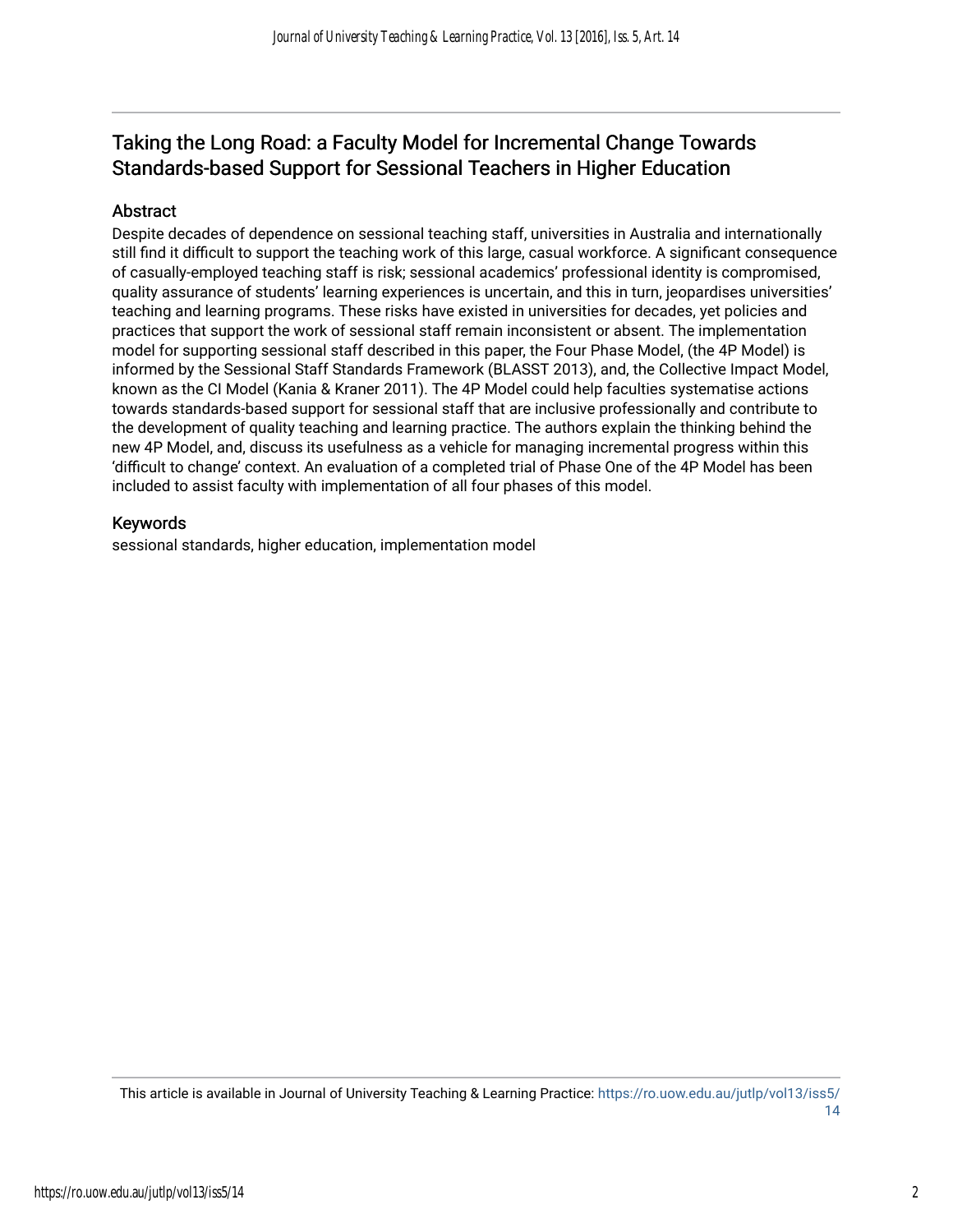## Taking the Long Road: a Faculty Model for Incremental Change Towards Standards-based Support for Sessional Teachers in Higher Education

### Abstract

Despite decades of dependence on sessional teaching staff, universities in Australia and internationally still find it difficult to support the teaching work of this large, casual workforce. A significant consequence of casually-employed teaching staff is risk; sessional academics' professional identity is compromised, quality assurance of students' learning experiences is uncertain, and this in turn, jeopardises universities' teaching and learning programs. These risks have existed in universities for decades, yet policies and practices that support the work of sessional staff remain inconsistent or absent. The implementation model for supporting sessional staff described in this paper, the Four Phase Model, (the 4P Model) is informed by the Sessional Staff Standards Framework (BLASST 2013), and, the Collective Impact Model, known as the CI Model (Kania & Kraner 2011). The 4P Model could help faculties systematise actions towards standards-based support for sessional staff that are inclusive professionally and contribute to the development of quality teaching and learning practice. The authors explain the thinking behind the new 4P Model, and, discuss its usefulness as a vehicle for managing incremental progress within this 'difficult to change' context. An evaluation of a completed trial of Phase One of the 4P Model has been included to assist faculty with implementation of all four phases of this model.

### Keywords

sessional standards, higher education, implementation model

This article is available in Journal of University Teaching & Learning Practice: https://ro.uow.edu.au/jutlp/vol13/iss5/14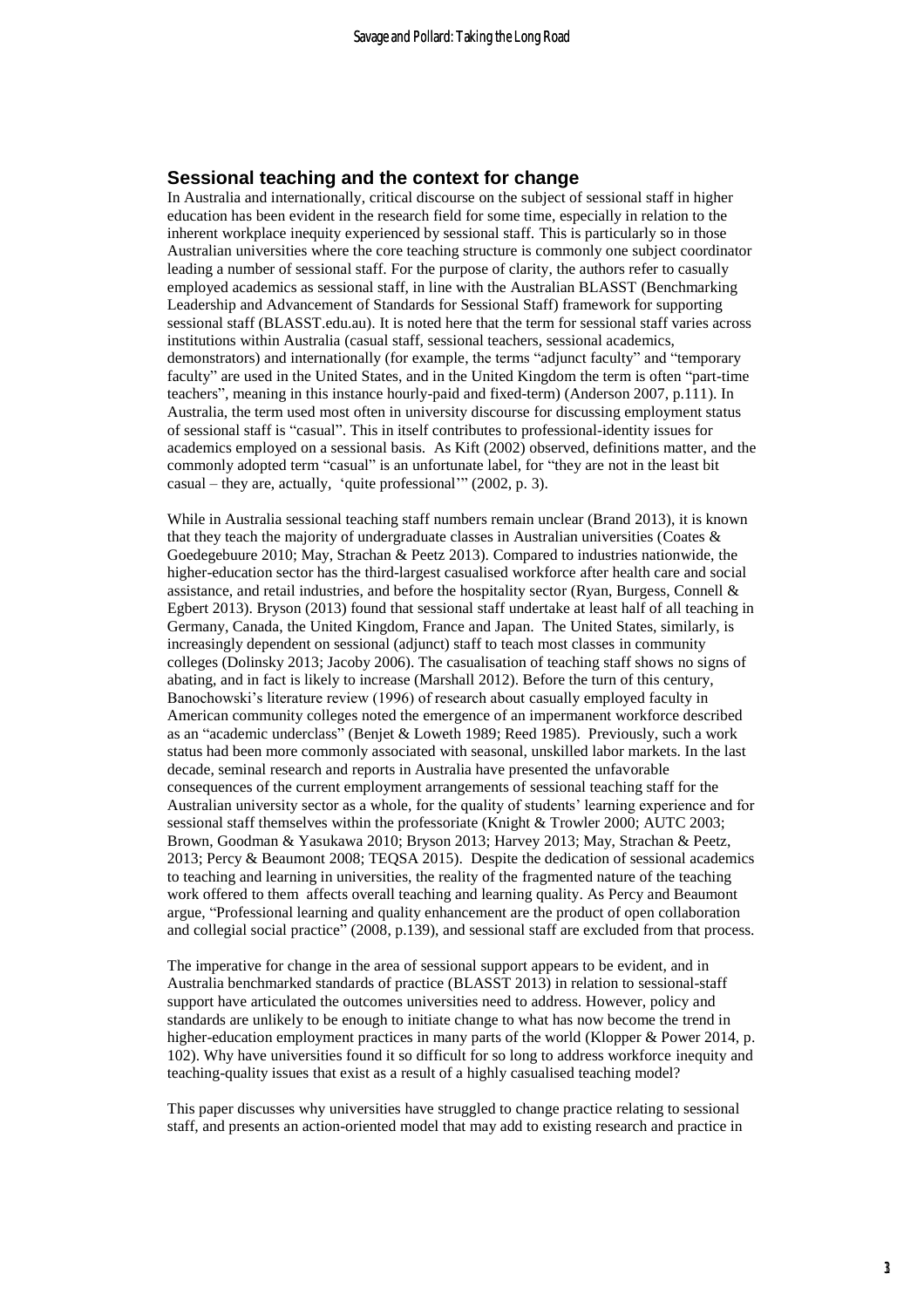## Sessional teaching and the context for change

In Australia and internationally, critical discourse on the subject of sessional staff in higher education has been evident in the research field for some time, especially in relation to the inherent workplace inequity experienced by sessional staff. This is particularly so in those Australian universities where the core teaching structure is commonly one subject coordinator leading a number of sessional staff. For the purpose of clarity, the authors refer to casually employed academics as sessional staff, in line with the Australian BLASST (Benchmarking Leadership and Advancement of Standards for Sessional Staff) framework for supporting sessional staff (BLASST.edu.au). It is noted here that the term for sessional staff varies across institutions within Australia (casual staff, sessional teachers, sessional academics, demonstrators) and internationally (for example, the terms "adjunct faculty" and "temporary faculty" are used in the United States, and in the United Kingdom the term is often "part-time teachers", meaning in this instance hourly-paid and fixed-term) (Anderson 2007, p.111). In Australia, the term used most often in university discourse for discussing employment status of sessional staff is "casual". This in itself contributes to professional-identity issues for academics employed on a sessional basis. As Kift (2002) observed, definitions matter, and the commonly adopted term "casual" is an unfortunate label, for "they are not in the least bit casual – they are, actually, 'quite professional'" (2002, p. 3).

While in Australia sessional teaching staff numbers remain unclear (Brand 2013), it is known that they teach the majority of undergraduate classes in Australian universities (Coates & Goedegebuure 2010; May, Strachan & Peetz 2013). Compared to industries nationwide, the higher-education sector has the third-largest casualised workforce after health care and social assistance, and retail industries, and before the hospitality sector (Ryan, Burgess, Connell & Egbert 2013). Bryson (2013) found that sessional staff undertake at least half of all teaching in Germany, Canada, the United Kingdom, France and Japan. The United States, similarly, is increasingly dependent on sessional (adjunct) staff to teach most classes in community colleges (Dolinsky 2013; Jacoby 2006). The casualisation of teaching staff shows no signs of abating, and in fact is likely to increase (Marshall 2012). Before the turn of this century, Banochowski's literature review (1996) of research about casually employed faculty in American community colleges noted the emergence of an impermanent workforce described as an "academic underclass" (Benjet & Loweth 1989; Reed 1985). Previously, such a work status had been more commonly associated with seasonal, unskilled labor markets. In the last decade, seminal research and reports in Australia have presented the unfavorable consequences of the current employment arrangements of sessional teaching staff for the Australian university sector as a whole, for the quality of students' learning experience and for sessional staff themselves within the professoriate (Knight & Trowler 2000; AUTC 2003; Brown, Goodman & Yasukawa 2010; Bryson 2013; Harvey 2013; May, Strachan & Peetz, 2013; Percy & Beaumont 2008; TEQSA 2015). Despite the dedication of sessional academics to teaching and learning in universities, the reality of the fragmented nature of the teaching work offered to them affects overall teaching and learning quality. As Percy and Beaumont argue, "Professional learning and quality enhancement are the product of open collaboration and collegial social practice" (2008, p.139), and sessional staff are excluded from that process.

The imperative for change in the area of sessional support appears to be evident, and in Australia benchmarked standards of practice (BLASST 2013) in relation to sessional-staff support have articulated the outcomes universities need to address. However, policy and standards are unlikely to be enough to initiate change to what has now become the trend in higher-education employment practices in many parts of the world (Klopper & Power 2014, p. 102). Why have universities found it so difficult for so long to address workforce inequity and teaching-quality issues that exist as a result of a highly casualised teaching model?

This paper discusses why universities have struggled to change practice relating to sessional staff, and presents an action-oriented model that may add to existing research and practice in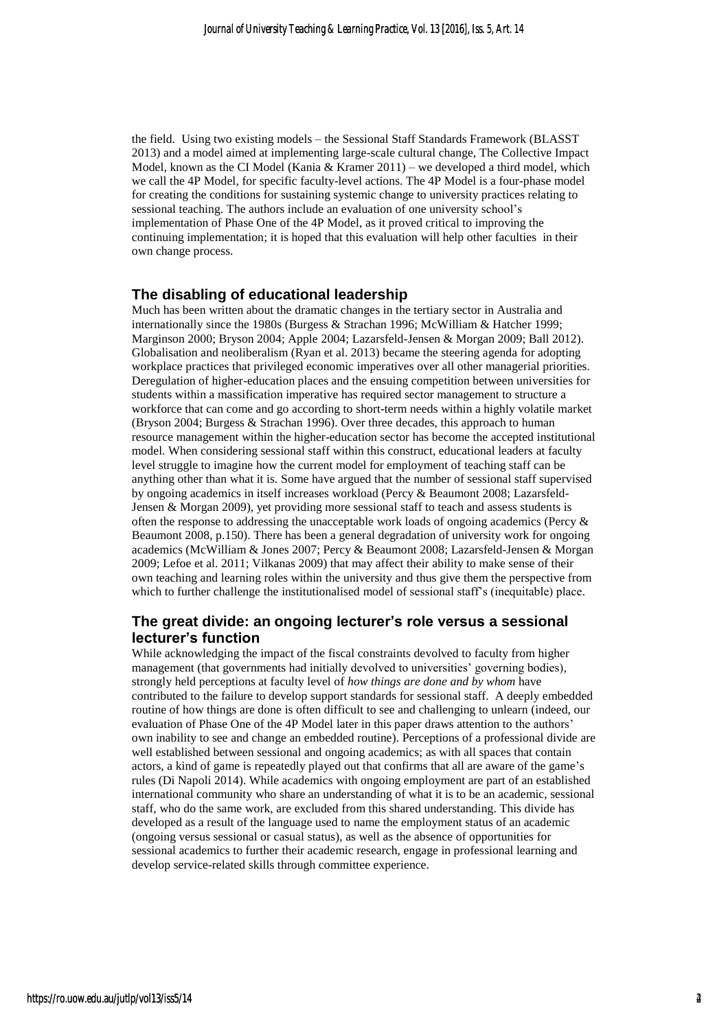the field. Using two existing models – the Sessional Staff Standards Framework (BLASST 2013) and a model aimed at implementing large-scale cultural change, The Collective Impact Model, known as the CI Model (Kania & Kramer 2011) – we developed a third model, which we call the 4P Model, for specific faculty-level actions. The 4P Model is a four-phase model for creating the conditions for sustaining systemic change to university practices relating to sessional teaching. The authors include an evaluation of one university school's implementation of Phase One of the 4P Model, as it proved critical to improving the continuing implementation; it is hoped that this evaluation will help other faculties in their own change process.

## The disabling of educational leadership

Much has been written about the dramatic changes in the tertiary sector in Australia and internationally since the 1980s (Burgess & Strachan 1996; McWilliam & Hatcher 1999; Marginson 2000; Bryson 2004; Apple 2004; Lazarsfeld-Jensen & Morgan 2009; Ball 2012). Globalisation and neoliberalism (Ryan et al. 2013) became the steering agenda for adopting workplace practices that privileged economic imperatives over all other managerial priorities. Deregulation of higher-education places and the ensuing competition between universities for students within a massification imperative has required sector management to structure a workforce that can come and go according to short-term needs within a highly volatile market (Bryson 2004; Burgess & Strachan 1996). Over three decades, this approach to human resource management within the higher-education sector has become the accepted institutional model. When considering sessional staff within this construct, educational leaders at faculty level struggle to imagine how the current model for employment of teaching staff can be anything other than what it is. Some have argued that the number of sessional staff supervised by ongoing academics in itself increases workload (Percy & Beaumont 2008; Lazarsfeld-Jensen & Morgan 2009), yet providing more sessional staff to teach and assess students is often the response to addressing the unacceptable work loads of ongoing academics (Percy & Beaumont 2008, p.150). There has been a general degradation of university work for ongoing academics (McWilliam & Jones 2007; Percy & Beaumont 2008; Lazarsfeld-Jensen & Morgan 2009; Lefoe et al. 2011; Vilkanas 2009) that may affect their ability to make sense of their own teaching and learning roles within the university and thus give them the perspective from which to further challenge the institutionalised model of sessional staff's (inequitable) place.

## The great divide: an ongoing lecturer's role versus a sessional lecturer's function

While acknowledging the impact of the fiscal constraints devolved to faculty from higher management (that governments had initially devolved to universities' governing bodies), strongly held perceptions at faculty level of *how things are done and by whom* have contributed to the failure to develop support standards for sessional staff. A deeply embedded routine of how things are done is often difficult to see and challenging to unlearn (indeed, our evaluation of Phase One of the 4P Model later in this paper draws attention to the authors' own inability to see and change an embedded routine). Perceptions of a professional divide are well established between sessional and ongoing academics; as with all spaces that contain actors, a kind of game is repeatedly played out that confirms that all are aware of the game's rules (Di Napoli 2014). While academics with ongoing employment are part of an established international community who share an understanding of what it is to be an academic, sessional staff, who do the same work, are excluded from this shared understanding. This divide has developed as a result of the language used to name the employment status of an academic (ongoing versus sessional or casual status), as well as the absence of opportunities for sessional academics to further their academic research, engage in professional learning and develop service-related skills through committee experience.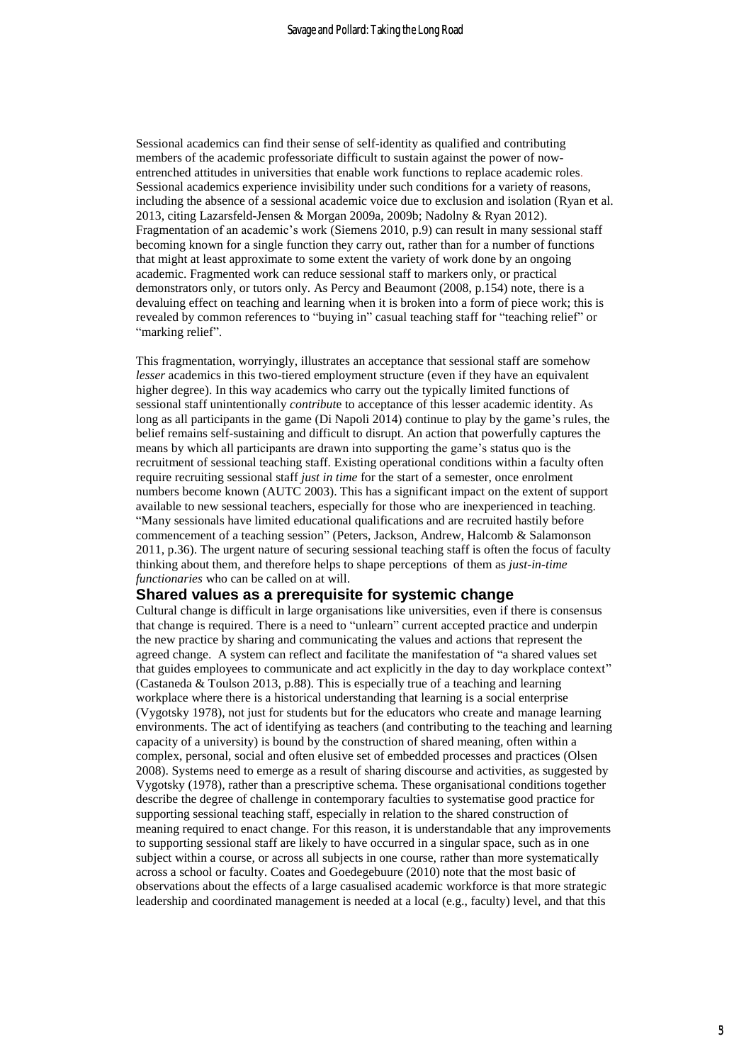Sessional academics can find their sense of self-identity as qualified and contributing members of the academic professoriate difficult to sustain against the power of now-entrenched attitudes in universities that enable work functions to replace academic roles. Sessional academics experience invisibility under such conditions for a variety of reasons, including the absence of a sessional academic voice due to exclusion and isolation (Ryan et al. 2013, citing Lazarsfeld-Jensen & Morgan 2009a, 2009b; Nadolny & Ryan 2012). Fragmentation of an academic's work (Siemens 2010, p.9) can result in many sessional staff becoming known for a single function they carry out, rather than for a number of functions that might at least approximate to some extent the variety of work done by an ongoing academic. Fragmented work can reduce sessional staff to markers only, or practical demonstrators only, or tutors only. As Percy and Beaumont (2008, p.154) note, there is a devaluing effect on teaching and learning when it is broken into a form of piece work; this is revealed by common references to "buying in" casual teaching staff for "teaching relief" or "marking relief".

This fragmentation, worryingly, illustrates an acceptance that sessional staff are somehow *lesser* academics in this two-tiered employment structure (even if they have an equivalent higher degree). In this way academics who carry out the typically limited functions of sessional staff unintentionally *contribute* to acceptance of this lesser academic identity. As long as all participants in the game (Di Napoli 2014) continue to play by the game's rules, the belief remains self-sustaining and difficult to disrupt. An action that powerfully captures the means by which all participants are drawn into supporting the game's status quo is the recruitment of sessional teaching staff. Existing operational conditions within a faculty often require recruiting sessional staff *just in time* for the start of a semester, once enrolment numbers become known (AUTC 2003). This has a significant impact on the extent of support available to new sessional teachers, especially for those who are inexperienced in teaching. "Many sessionals have limited educational qualifications and are recruited hastily before commencement of a teaching session" (Peters, Jackson, Andrew, Halcomb & Salamonson 2011, p.36). The urgent nature of securing sessional teaching staff is often the focus of faculty thinking about them, and therefore helps to shape perceptions of them as *just-in-time functionaries* who can be called on at will.

## Shared values as a prerequisite for systemic change

Cultural change is difficult in large organisations like universities, even if there is consensus that change is required. There is a need to "unlearn" current accepted practice and underpin the new practice by sharing and communicating the values and actions that represent the agreed change. A system can reflect and facilitate the manifestation of "a shared values set that guides employees to communicate and act explicitly in the day to day workplace context" (Castaneda & Toulson 2013, p.88). This is especially true of a teaching and learning workplace where there is a historical understanding that learning is a social enterprise (Vygotsky 1978), not just for students but for the educators who create and manage learning environments. The act of identifying as teachers (and contributing to the teaching and learning capacity of a university) is bound by the construction of shared meaning, often within a complex, personal, social and often elusive set of embedded processes and practices (Olsen 2008). Systems need to emerge as a result of sharing discourse and activities, as suggested by Vygotsky (1978), rather than a prescriptive schema. These organisational conditions together describe the degree of challenge in contemporary faculties to systematise good practice for supporting sessional teaching staff, especially in relation to the shared construction of meaning required to enact change. For this reason, it is understandable that any improvements to supporting sessional staff are likely to have occurred in a singular space, such as in one subject within a course, or across all subjects in one course, rather than more systematically across a school or faculty. Coates and Goedegebuure (2010) note that the most basic of observations about the effects of a large casualised academic workforce is that more strategic leadership and coordinated management is needed at a local (e.g., faculty) level, and that this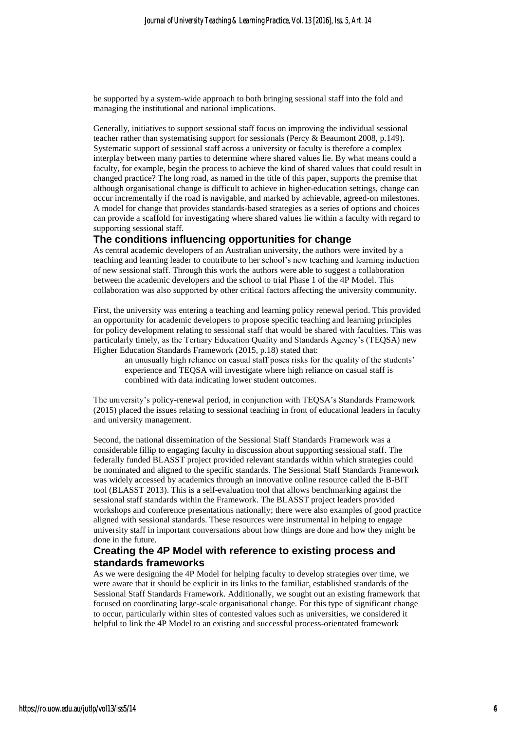be supported by a system-wide approach to both bringing sessional staff into the fold and managing the institutional and national implications.

Generally, initiatives to support sessional staff focus on improving the individual sessional teacher rather than systematising support for sessionals (Percy & Beaumont 2008, p.149). Systematic support of sessional staff across a university or faculty is therefore a complex interplay between many parties to determine where shared values lie. By what means could a faculty, for example, begin the process to achieve the kind of shared values that could result in changed practice? The long road, as named in the title of this paper, supports the premise that although organisational change is difficult to achieve in higher-education settings, change can occur incrementally if the road is navigable, and marked by achievable, agreed-on milestones. A model for change that provides standards-based strategies as a series of options and choices can provide a scaffold for investigating where shared values lie within a faculty with regard to supporting sessional staff.

## The conditions influencing opportunities for change

As central academic developers of an Australian university, the authors were invited by a teaching and learning leader to contribute to her school's new teaching and learning induction of new sessional staff. Through this work the authors were able to suggest a collaboration between the academic developers and the school to trial Phase 1 of the 4P Model. This collaboration was also supported by other critical factors affecting the university community.

First, the university was entering a teaching and learning policy renewal period. This provided an opportunity for academic developers to propose specific teaching and learning principles for policy development relating to sessional staff that would be shared with faculties. This was particularly timely, as the Tertiary Education Quality and Standards Agency's (TEQSA) new Higher Education Standards Framework (2015, p.18) stated that:

> an unusually high reliance on casual staff poses risks for the quality of the students' experience and TEQSA will investigate where high reliance on casual staff is combined with data indicating lower student outcomes.

The university's policy-renewal period, in conjunction with TEQSA's Standards Framework (2015) placed the issues relating to sessional teaching in front of educational leaders in faculty and university management.

Second, the national dissemination of the Sessional Staff Standards Framework was a considerable fillip to engaging faculty in discussion about supporting sessional staff. The federally funded BLASST project provided relevant standards within which strategies could be nominated and aligned to the specific standards. The Sessional Staff Standards Framework was widely accessed by academics through an innovative online resource called the B-BIT tool (BLASST 2013). This is a self-evaluation tool that allows benchmarking against the sessional staff standards within the Framework. The BLASST project leaders provided workshops and conference presentations nationally; there were also examples of good practice aligned with sessional standards. These resources were instrumental in helping to engage university staff in important conversations about how things are done and how they might be done in the future.

## Creating the 4P Model with reference to existing process and standards frameworks

As we were designing the 4P Model for helping faculty to develop strategies over time, we were aware that it should be explicit in its links to the familiar, established standards of the Sessional Staff Standards Framework. Additionally, we sought out an existing framework that focused on coordinating large-scale organisational change. For this type of significant change to occur, particularly within sites of contested values such as universities, we considered it helpful to link the 4P Model to an existing and successful process-orientated framework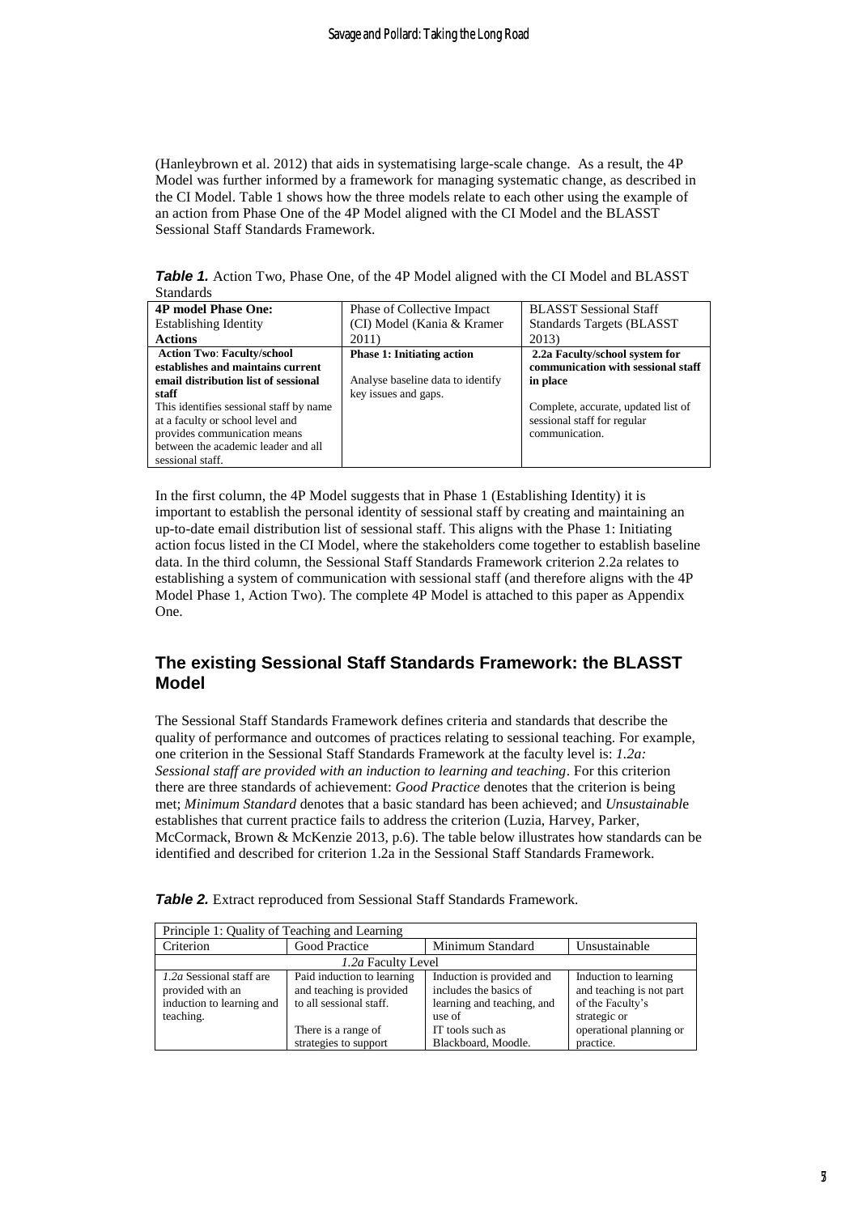(Hanleybrown et al. 2012) that aids in systematising large-scale change. As a result, the 4P Model was further informed by a framework for managing systematic change, as described in the CI Model. Table 1 shows how the three models relate to each other using the example of an action from Phase One of the 4P Model aligned with the CI Model and the BLASST Sessional Staff Standards Framework.

***Table 1.*** Action Two, Phase One, of the 4P Model aligned with the CI Model and BLASST Standards

| **4P model Phase One:** Establishing Identity **Actions** | Phase of Collective Impact (CI) Model (Kania & Kramer 2011) | BLASST Sessional Staff Standards Targets (BLASST 2013) |
|---|---|---|
| **Action Two**: **Faculty/school establishes and maintains current email distribution list of sessional staff** This identifies sessional staff by name at a faculty or school level and provides communication means between the academic leader and all sessional staff. | **Phase 1: Initiating action** Analyse baseline data to identify key issues and gaps. | **2.2a Faculty/school system for communication with sessional staff in place** Complete, accurate, updated list of sessional staff for regular communication. |

In the first column, the 4P Model suggests that in Phase 1 (Establishing Identity) it is important to establish the personal identity of sessional staff by creating and maintaining an up-to-date email distribution list of sessional staff. This aligns with the Phase 1: Initiating action focus listed in the CI Model, where the stakeholders come together to establish baseline data. In the third column, the Sessional Staff Standards Framework criterion 2.2a relates to establishing a system of communication with sessional staff (and therefore aligns with the 4P Model Phase 1, Action Two). The complete 4P Model is attached to this paper as Appendix One.

## The existing Sessional Staff Standards Framework: the BLASST Model

The Sessional Staff Standards Framework defines criteria and standards that describe the quality of performance and outcomes of practices relating to sessional teaching. For example, one criterion in the Sessional Staff Standards Framework at the faculty level is: *1.2a: Sessional staff are provided with an induction to learning and teaching*. For this criterion there are three standards of achievement: *Good Practice* denotes that the criterion is being met; *Minimum Standard* denotes that a basic standard has been achieved; and *Unsustainabl*e establishes that current practice fails to address the criterion (Luzia, Harvey, Parker, McCormack, Brown & McKenzie 2013, p.6). The table below illustrates how standards can be identified and described for criterion 1.2a in the Sessional Staff Standards Framework.

***Table 2.*** Extract reproduced from Sessional Staff Standards Framework.

| Principle 1: Quality of Teaching and Learning | | | |
|---|---|---|---|
| Criterion | Good Practice | Minimum Standard | Unsustainable |
| | *1.2a* Faculty Level | | |
| *1.2a* Sessional staff are provided with an induction to learning and teaching. | Paid induction to learning and teaching is provided to all sessional staff. There is a range of strategies to support | Induction is provided and includes the basics of learning and teaching, and use of IT tools such as Blackboard, Moodle. | Induction to learning and teaching is not part of the Faculty's strategic or operational planning or practice. |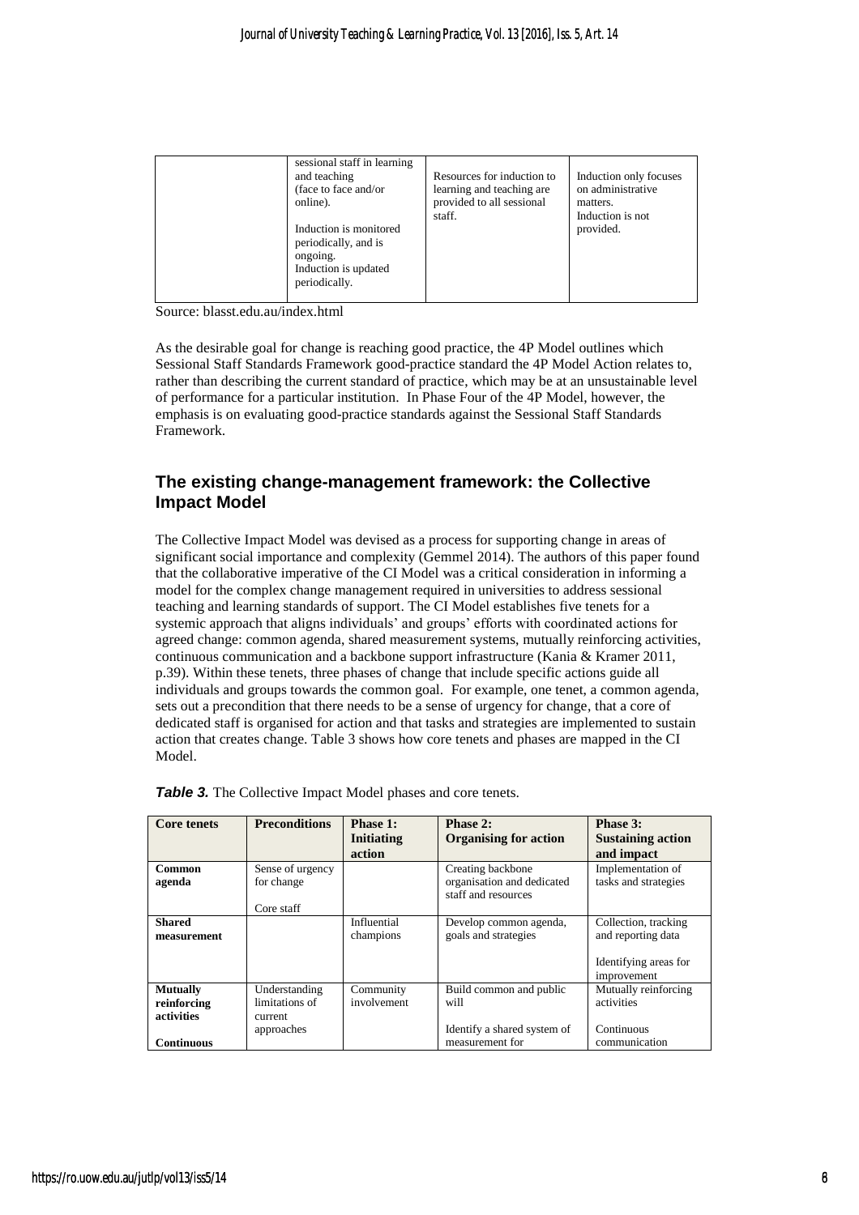| | sessional staff in learning and teaching (face to face and/or online).<br><br>Induction is monitored periodically, and is ongoing.<br>Induction is updated periodically. | Resources for induction to learning and teaching are provided to all sessional staff. | Induction only focuses on administrative matters.<br>Induction is not provided. |
|---|---|---|---|

Source: blasst.edu.au/index.html

As the desirable goal for change is reaching good practice, the 4P Model outlines which Sessional Staff Standards Framework good-practice standard the 4P Model Action relates to, rather than describing the current standard of practice, which may be at an unsustainable level of performance for a particular institution. In Phase Four of the 4P Model, however, the emphasis is on evaluating good-practice standards against the Sessional Staff Standards Framework.

## The existing change-management framework: the Collective Impact Model

The Collective Impact Model was devised as a process for supporting change in areas of significant social importance and complexity (Gemmel 2014). The authors of this paper found that the collaborative imperative of the CI Model was a critical consideration in informing a model for the complex change management required in universities to address sessional teaching and learning standards of support. The CI Model establishes five tenets for a systemic approach that aligns individuals' and groups' efforts with coordinated actions for agreed change: common agenda, shared measurement systems, mutually reinforcing activities, continuous communication and a backbone support infrastructure (Kania & Kramer 2011, p.39). Within these tenets, three phases of change that include specific actions guide all individuals and groups towards the common goal. For example, one tenet, a common agenda, sets out a precondition that there needs to be a sense of urgency for change, that a core of dedicated staff is organised for action and that tasks and strategies are implemented to sustain action that creates change. Table 3 shows how core tenets and phases are mapped in the CI Model.

***Table 3.*** The Collective Impact Model phases and core tenets.

| Core tenets | Preconditions | Phase 1: Initiating action | Phase 2: Organising for action | Phase 3: Sustaining action and impact |
|---|---|---|---|---|
| **Common agenda** | Sense of urgency for change<br><br>Core staff | | Creating backbone organisation and dedicated staff and resources | Implementation of tasks and strategies |
| **Shared measurement** | | Influential champions | Develop common agenda, goals and strategies | Collection, tracking and reporting data<br><br>Identifying areas for improvement |
| **Mutually reinforcing activities**<br><br>**Continuous** | Understanding limitations of current approaches | Community involvement | Build common and public will<br><br>Identify a shared system of measurement for | Mutually reinforcing activities<br><br>Continuous communication |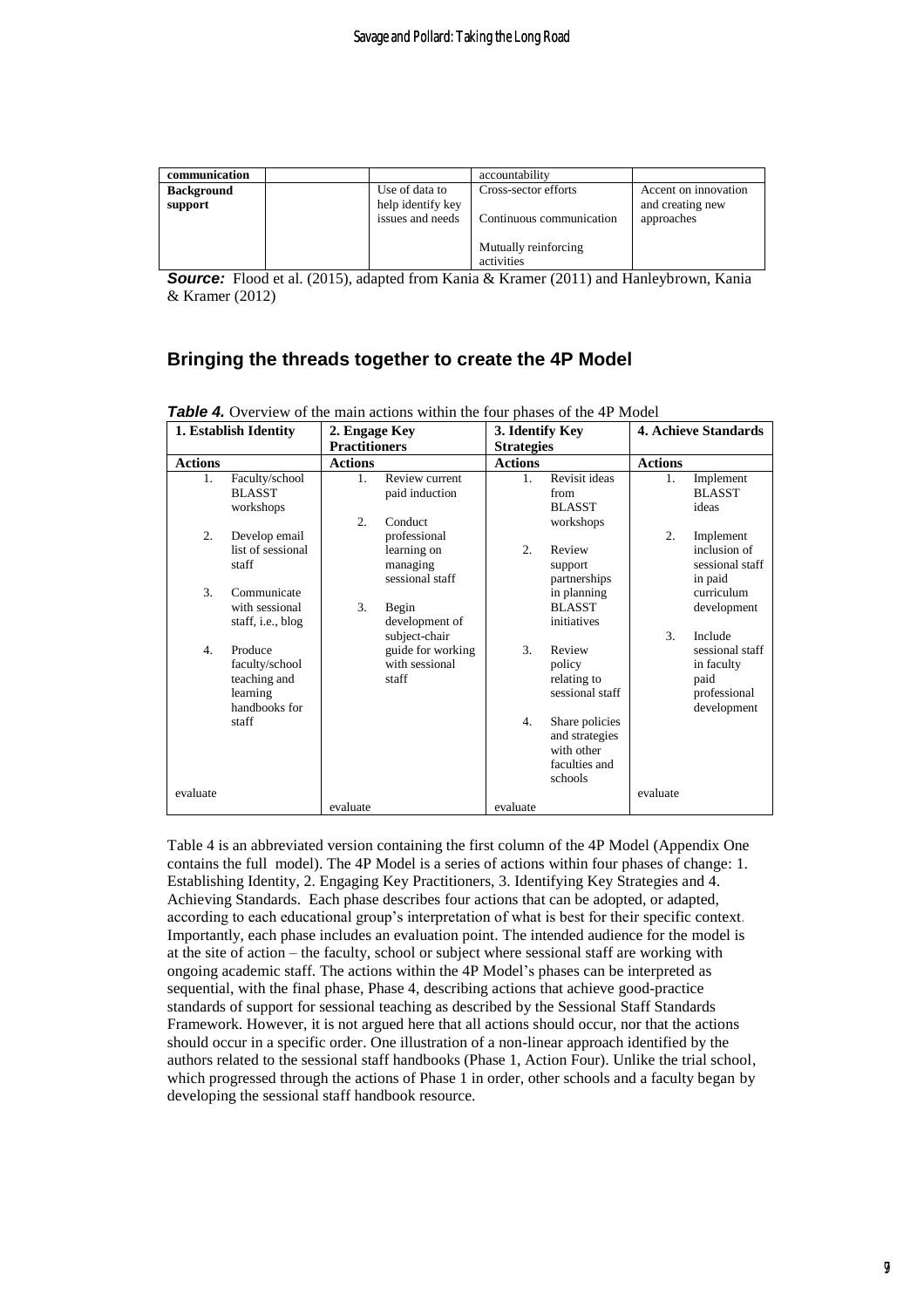| communication | | | accountability | |
|---|---|---|---|---|
| **Background support** | | Use of data to help identify key issues and needs | Cross-sector efforts<br><br>Continuous communication<br><br>Mutually reinforcing activities | Accent on innovation and creating new approaches |

***Source:*** Flood et al. (2015), adapted from Kania & Kramer (2011) and Hanleybrown, Kania & Kramer (2012)

## Bringing the threads together to create the 4P Model

***Table 4.*** Overview of the main actions within the four phases of the 4P Model

| 1. Establish Identity | 2. Engage Key Practitioners | 3. Identify Key Strategies | 4. Achieve Standards |
|---|---|---|---|
| **Actions** | **Actions** | **Actions** | **Actions** |
| 1. Faculty/school BLASST workshops<br><br>2. Develop email list of sessional staff<br><br>3. Communicate with sessional staff, i.e., blog<br><br>4. Produce faculty/school teaching and learning handbooks for staff | 1. Review current paid induction<br><br>2. Conduct professional learning on managing sessional staff<br><br>3. Begin development of subject-chair guide for working with sessional staff | 1. Revisit ideas from BLASST workshops<br><br>2. Review support partnerships in planning BLASST initiatives<br><br>3. Review policy relating to sessional staff<br><br>4. Share policies and strategies with other faculties and schools | 1. Implement BLASST ideas<br><br>2. Implement inclusion of sessional staff in paid curriculum development<br><br>3. Include sessional staff in faculty paid professional development |
| evaluate | evaluate | evaluate | evaluate |

Table 4 is an abbreviated version containing the first column of the 4P Model (Appendix One contains the full model). The 4P Model is a series of actions within four phases of change: 1. Establishing Identity, 2. Engaging Key Practitioners, 3. Identifying Key Strategies and 4. Achieving Standards. Each phase describes four actions that can be adopted, or adapted, according to each educational group's interpretation of what is best for their specific context. Importantly, each phase includes an evaluation point. The intended audience for the model is at the site of action – the faculty, school or subject where sessional staff are working with ongoing academic staff. The actions within the 4P Model's phases can be interpreted as sequential, with the final phase, Phase 4, describing actions that achieve good-practice standards of support for sessional teaching as described by the Sessional Staff Standards Framework. However, it is not argued here that all actions should occur, nor that the actions should occur in a specific order. One illustration of a non-linear approach identified by the authors related to the sessional staff handbooks (Phase 1, Action Four). Unlike the trial school, which progressed through the actions of Phase 1 in order, other schools and a faculty began by developing the sessional staff handbook resource.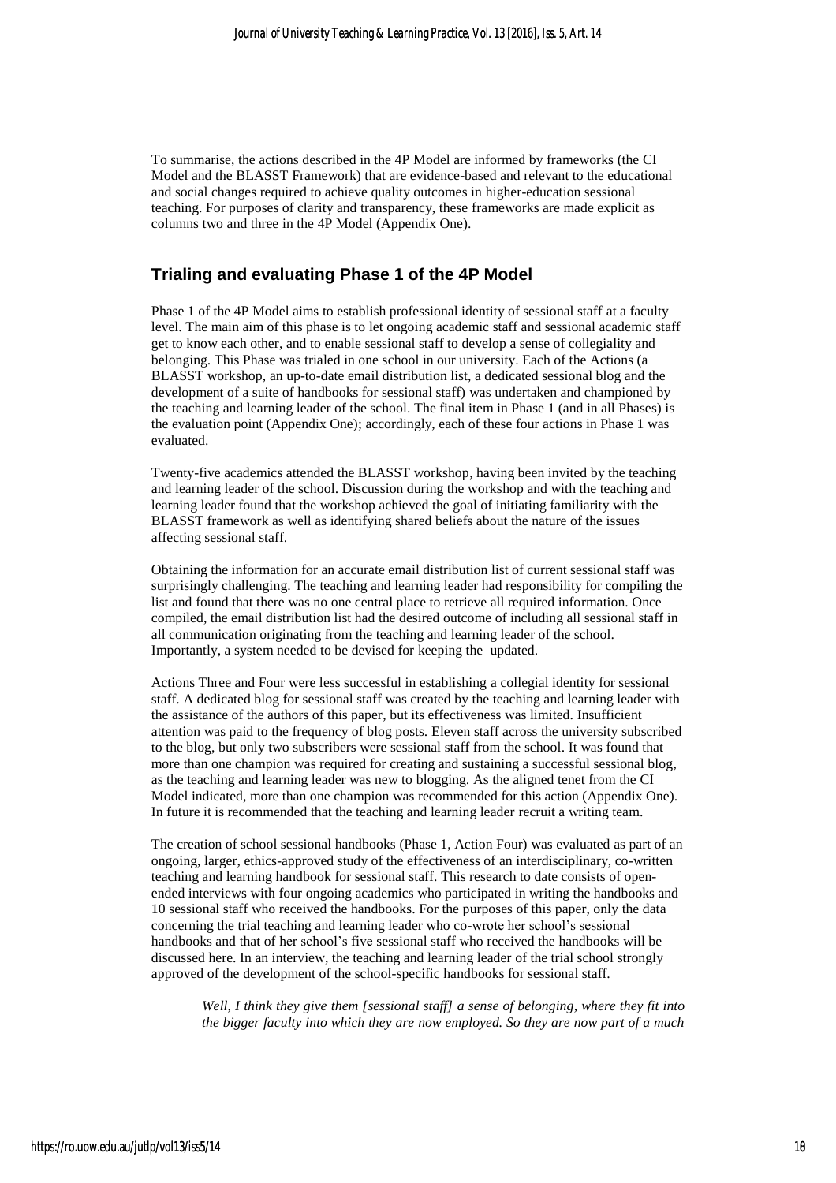To summarise, the actions described in the 4P Model are informed by frameworks (the CI Model and the BLASST Framework) that are evidence-based and relevant to the educational and social changes required to achieve quality outcomes in higher-education sessional teaching. For purposes of clarity and transparency, these frameworks are made explicit as columns two and three in the 4P Model (Appendix One).

## Trialing and evaluating Phase 1 of the 4P Model

Phase 1 of the 4P Model aims to establish professional identity of sessional staff at a faculty level. The main aim of this phase is to let ongoing academic staff and sessional academic staff get to know each other, and to enable sessional staff to develop a sense of collegiality and belonging. This Phase was trialed in one school in our university. Each of the Actions (a BLASST workshop, an up-to-date email distribution list, a dedicated sessional blog and the development of a suite of handbooks for sessional staff) was undertaken and championed by the teaching and learning leader of the school. The final item in Phase 1 (and in all Phases) is the evaluation point (Appendix One); accordingly, each of these four actions in Phase 1 was evaluated.

Twenty-five academics attended the BLASST workshop, having been invited by the teaching and learning leader of the school. Discussion during the workshop and with the teaching and learning leader found that the workshop achieved the goal of initiating familiarity with the BLASST framework as well as identifying shared beliefs about the nature of the issues affecting sessional staff.

Obtaining the information for an accurate email distribution list of current sessional staff was surprisingly challenging. The teaching and learning leader had responsibility for compiling the list and found that there was no one central place to retrieve all required information. Once compiled, the email distribution list had the desired outcome of including all sessional staff in all communication originating from the teaching and learning leader of the school. Importantly, a system needed to be devised for keeping the updated.

Actions Three and Four were less successful in establishing a collegial identity for sessional staff. A dedicated blog for sessional staff was created by the teaching and learning leader with the assistance of the authors of this paper, but its effectiveness was limited. Insufficient attention was paid to the frequency of blog posts. Eleven staff across the university subscribed to the blog, but only two subscribers were sessional staff from the school. It was found that more than one champion was required for creating and sustaining a successful sessional blog, as the teaching and learning leader was new to blogging. As the aligned tenet from the CI Model indicated, more than one champion was recommended for this action (Appendix One). In future it is recommended that the teaching and learning leader recruit a writing team.

The creation of school sessional handbooks (Phase 1, Action Four) was evaluated as part of an ongoing, larger, ethics-approved study of the effectiveness of an interdisciplinary, co-written teaching and learning handbook for sessional staff. This research to date consists of open-ended interviews with four ongoing academics who participated in writing the handbooks and 10 sessional staff who received the handbooks. For the purposes of this paper, only the data concerning the trial teaching and learning leader who co-wrote her school's sessional handbooks and that of her school's five sessional staff who received the handbooks will be discussed here. In an interview, the teaching and learning leader of the trial school strongly approved of the development of the school-specific handbooks for sessional staff.

> *Well, I think they give them [sessional staff] a sense of belonging, where they fit into the bigger faculty into which they are now employed. So they are now part of a much*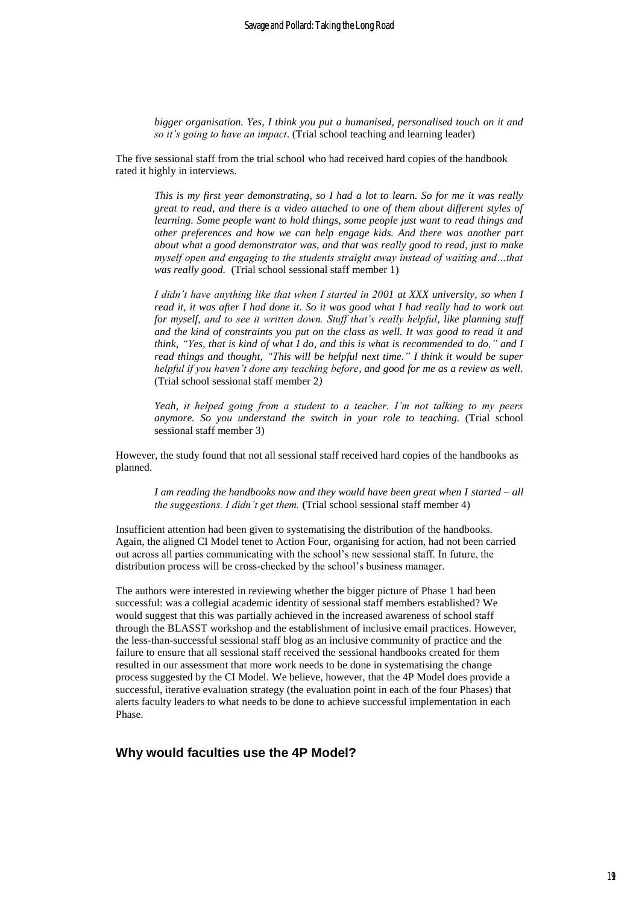*bigger organisation. Yes, I think you put a humanised, personalised touch on it and so it's going to have an impact*. (Trial school teaching and learning leader)

The five sessional staff from the trial school who had received hard copies of the handbook rated it highly in interviews.

> *This is my first year demonstrating, so I had a lot to learn. So for me it was really great to read, and there is a video attached to one of them about different styles of learning. Some people want to hold things, some people just want to read things and other preferences and how we can help engage kids. And there was another part about what a good demonstrator was, and that was really good to read, just to make myself open and engaging to the students straight away instead of waiting and…that was really good.* (Trial school sessional staff member 1)

> *I didn't have anything like that when I started in 2001 at XXX university, so when I read it, it was after I had done it. So it was good what I had really had to work out for myself, and to see it written down. Stuff that's really helpful, like planning stuff and the kind of constraints you put on the class as well. It was good to read it and think, "Yes, that is kind of what I do, and this is what is recommended to do," and I read things and thought, "This will be helpful next time." I think it would be super helpful if you haven't done any teaching before, and good for me as a review as well.* (Trial school sessional staff member 2*)*

> *Yeah, it helped going from a student to a teacher. I'm not talking to my peers anymore. So you understand the switch in your role to teaching.* (Trial school sessional staff member 3)

However, the study found that not all sessional staff received hard copies of the handbooks as planned.

> *I am reading the handbooks now and they would have been great when I started – all the suggestions. I didn't get them.* (Trial school sessional staff member 4)

Insufficient attention had been given to systematising the distribution of the handbooks. Again, the aligned CI Model tenet to Action Four, organising for action, had not been carried out across all parties communicating with the school's new sessional staff. In future, the distribution process will be cross-checked by the school's business manager.

The authors were interested in reviewing whether the bigger picture of Phase 1 had been successful: was a collegial academic identity of sessional staff members established? We would suggest that this was partially achieved in the increased awareness of school staff through the BLASST workshop and the establishment of inclusive email practices. However, the less-than-successful sessional staff blog as an inclusive community of practice and the failure to ensure that all sessional staff received the sessional handbooks created for them resulted in our assessment that more work needs to be done in systematising the change process suggested by the CI Model. We believe, however, that the 4P Model does provide a successful, iterative evaluation strategy (the evaluation point in each of the four Phases) that alerts faculty leaders to what needs to be done to achieve successful implementation in each Phase.

## Why would faculties use the 4P Model?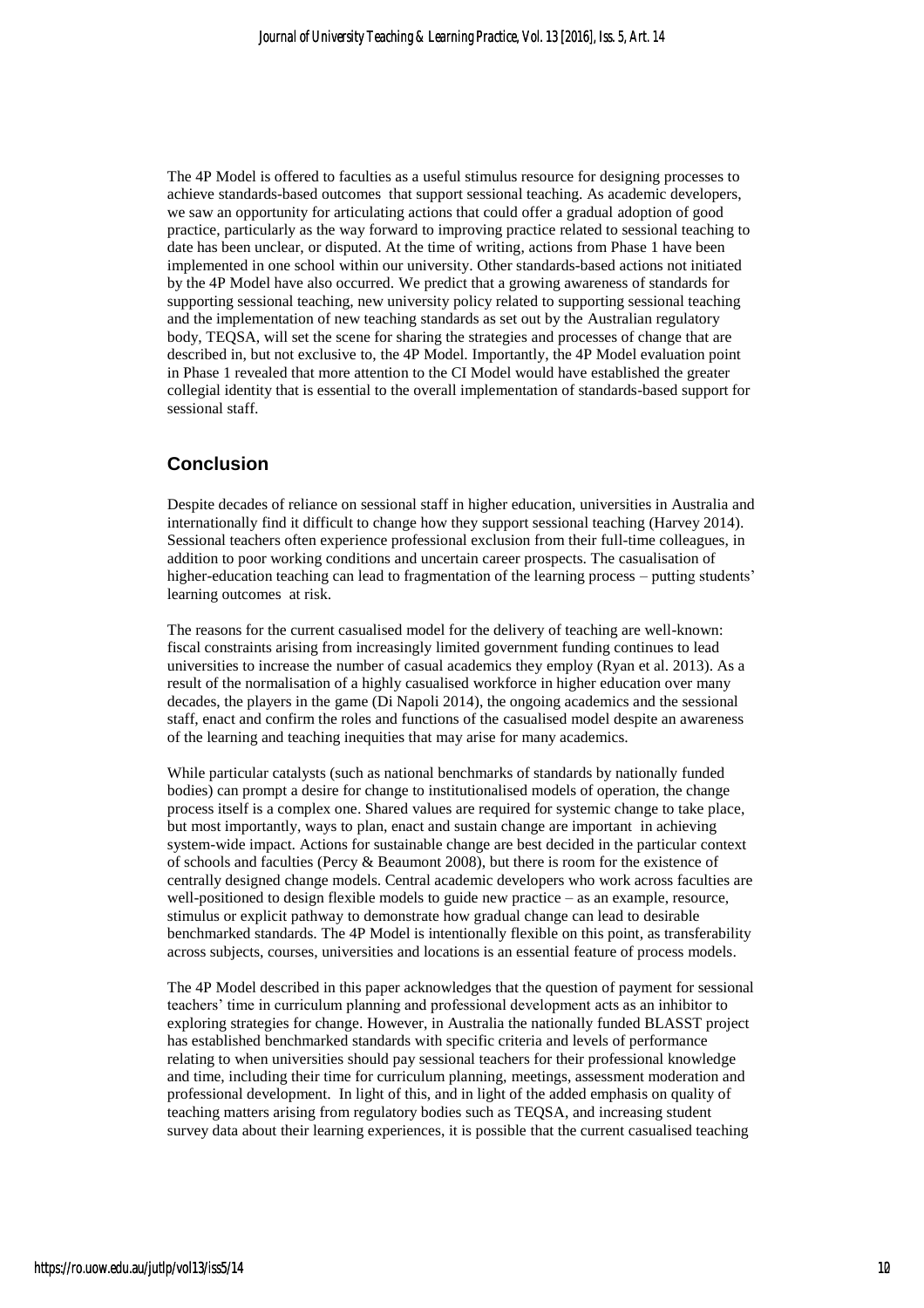The 4P Model is offered to faculties as a useful stimulus resource for designing processes to achieve standards-based outcomes that support sessional teaching. As academic developers, we saw an opportunity for articulating actions that could offer a gradual adoption of good practice, particularly as the way forward to improving practice related to sessional teaching to date has been unclear, or disputed. At the time of writing, actions from Phase 1 have been implemented in one school within our university. Other standards-based actions not initiated by the 4P Model have also occurred. We predict that a growing awareness of standards for supporting sessional teaching, new university policy related to supporting sessional teaching and the implementation of new teaching standards as set out by the Australian regulatory body, TEQSA, will set the scene for sharing the strategies and processes of change that are described in, but not exclusive to, the 4P Model. Importantly, the 4P Model evaluation point in Phase 1 revealed that more attention to the CI Model would have established the greater collegial identity that is essential to the overall implementation of standards-based support for sessional staff.

## Conclusion

Despite decades of reliance on sessional staff in higher education, universities in Australia and internationally find it difficult to change how they support sessional teaching (Harvey 2014). Sessional teachers often experience professional exclusion from their full-time colleagues, in addition to poor working conditions and uncertain career prospects. The casualisation of higher-education teaching can lead to fragmentation of the learning process – putting students' learning outcomes at risk.

The reasons for the current casualised model for the delivery of teaching are well-known: fiscal constraints arising from increasingly limited government funding continues to lead universities to increase the number of casual academics they employ (Ryan et al. 2013). As a result of the normalisation of a highly casualised workforce in higher education over many decades, the players in the game (Di Napoli 2014), the ongoing academics and the sessional staff, enact and confirm the roles and functions of the casualised model despite an awareness of the learning and teaching inequities that may arise for many academics.

While particular catalysts (such as national benchmarks of standards by nationally funded bodies) can prompt a desire for change to institutionalised models of operation, the change process itself is a complex one. Shared values are required for systemic change to take place, but most importantly, ways to plan, enact and sustain change are important in achieving system-wide impact. Actions for sustainable change are best decided in the particular context of schools and faculties (Percy & Beaumont 2008), but there is room for the existence of centrally designed change models. Central academic developers who work across faculties are well-positioned to design flexible models to guide new practice – as an example, resource, stimulus or explicit pathway to demonstrate how gradual change can lead to desirable benchmarked standards. The 4P Model is intentionally flexible on this point, as transferability across subjects, courses, universities and locations is an essential feature of process models.

The 4P Model described in this paper acknowledges that the question of payment for sessional teachers' time in curriculum planning and professional development acts as an inhibitor to exploring strategies for change. However, in Australia the nationally funded BLASST project has established benchmarked standards with specific criteria and levels of performance relating to when universities should pay sessional teachers for their professional knowledge and time, including their time for curriculum planning, meetings, assessment moderation and professional development. In light of this, and in light of the added emphasis on quality of teaching matters arising from regulatory bodies such as TEQSA, and increasing student survey data about their learning experiences, it is possible that the current casualised teaching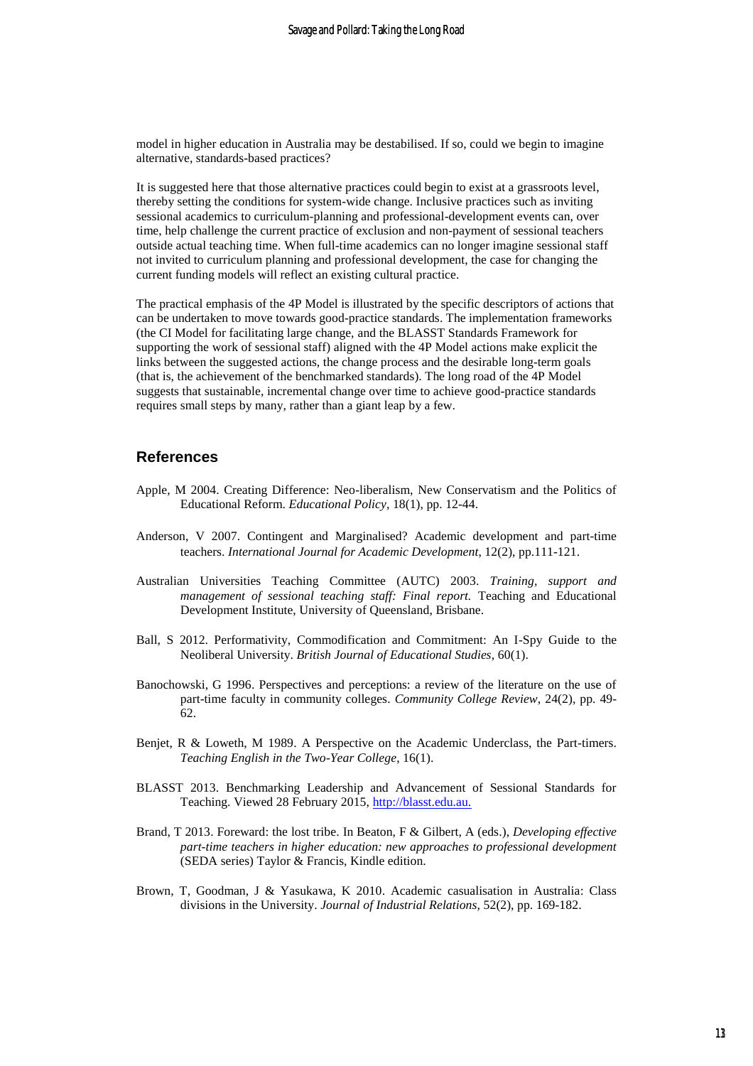model in higher education in Australia may be destabilised. If so, could we begin to imagine alternative, standards-based practices?

It is suggested here that those alternative practices could begin to exist at a grassroots level, thereby setting the conditions for system-wide change. Inclusive practices such as inviting sessional academics to curriculum-planning and professional-development events can, over time, help challenge the current practice of exclusion and non-payment of sessional teachers outside actual teaching time. When full-time academics can no longer imagine sessional staff not invited to curriculum planning and professional development, the case for changing the current funding models will reflect an existing cultural practice.

The practical emphasis of the 4P Model is illustrated by the specific descriptors of actions that can be undertaken to move towards good-practice standards. The implementation frameworks (the CI Model for facilitating large change, and the BLASST Standards Framework for supporting the work of sessional staff) aligned with the 4P Model actions make explicit the links between the suggested actions, the change process and the desirable long-term goals (that is, the achievement of the benchmarked standards). The long road of the 4P Model suggests that sustainable, incremental change over time to achieve good-practice standards requires small steps by many, rather than a giant leap by a few.

## References

Apple, M 2004. Creating Difference: Neo-liberalism, New Conservatism and the Politics of Educational Reform. *Educational Policy*, 18(1), pp. 12-44.

Anderson, V 2007. Contingent and Marginalised? Academic development and part-time teachers. *International Journal for Academic Development*, 12(2), pp.111-121.

Australian Universities Teaching Committee (AUTC) 2003. *Training, support and management of sessional teaching staff: Final report.* Teaching and Educational Development Institute, University of Queensland, Brisbane.

Ball, S 2012. Performativity, Commodification and Commitment: An I-Spy Guide to the Neoliberal University. *British Journal of Educational Studies*, 60(1).

Banochowski, G 1996. Perspectives and perceptions: a review of the literature on the use of part-time faculty in community colleges. *Community College Review*, 24(2), pp. 49-62.

Benjet, R & Loweth, M 1989. A Perspective on the Academic Underclass, the Part-timers. *Teaching English in the Two-Year College*, 16(1).

BLASST 2013. Benchmarking Leadership and Advancement of Sessional Standards for Teaching. Viewed 28 February 2015, http://blasst.edu.au.

Brand, T 2013. Foreward: the lost tribe. In Beaton, F & Gilbert, A (eds.), *Developing effective part-time teachers in higher education: new approaches to professional development* (SEDA series) Taylor & Francis, Kindle edition.

Brown, T, Goodman, J & Yasukawa, K 2010. Academic casualisation in Australia: Class divisions in the University. *Journal of Industrial Relations*, 52(2), pp. 169-182.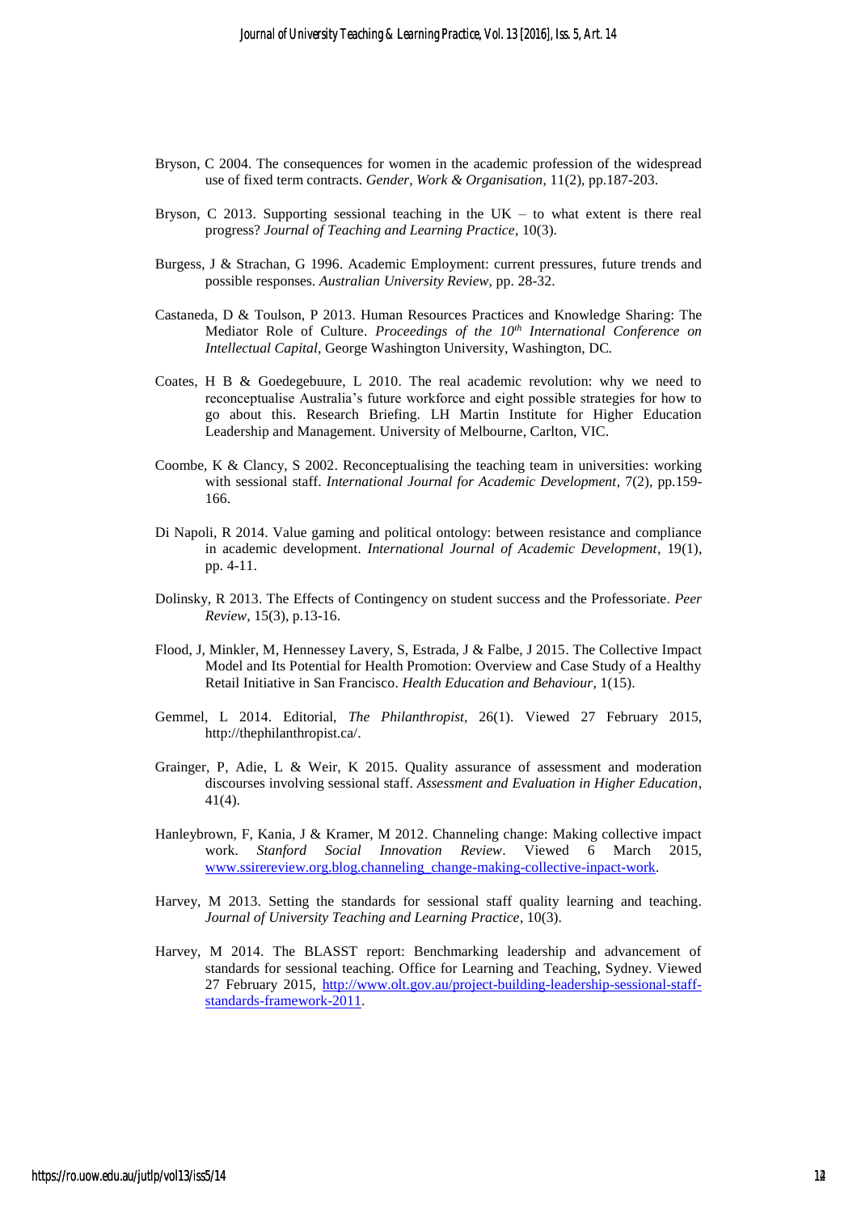Bryson, C 2004. The consequences for women in the academic profession of the widespread use of fixed term contracts. *Gender, Work & Organisation*, 11(2), pp.187-203.

Bryson, C 2013. Supporting sessional teaching in the UK – to what extent is there real progress? *Journal of Teaching and Learning Practice*, 10(3).

Burgess, J & Strachan, G 1996. Academic Employment: current pressures, future trends and possible responses. *Australian University Review*, pp. 28-32.

Castaneda, D & Toulson, P 2013. Human Resources Practices and Knowledge Sharing: The Mediator Role of Culture. *Proceedings of the 10th International Conference on Intellectual Capital*, George Washington University, Washington, DC.

Coates, H B & Goedegebuure, L 2010. The real academic revolution: why we need to reconceptualise Australia's future workforce and eight possible strategies for how to go about this. Research Briefing. LH Martin Institute for Higher Education Leadership and Management. University of Melbourne, Carlton, VIC.

Coombe, K & Clancy, S 2002. Reconceptualising the teaching team in universities: working with sessional staff. *International Journal for Academic Development*, 7(2), pp.159-166.

Di Napoli, R 2014. Value gaming and political ontology: between resistance and compliance in academic development. *International Journal of Academic Development*, 19(1), pp. 4-11.

Dolinsky, R 2013. The Effects of Contingency on student success and the Professoriate. *Peer Review*, 15(3), p.13-16.

Flood, J, Minkler, M, Hennessey Lavery, S, Estrada, J & Falbe, J 2015. The Collective Impact Model and Its Potential for Health Promotion: Overview and Case Study of a Healthy Retail Initiative in San Francisco. *Health Education and Behaviour*, 1(15).

Gemmel, L 2014. Editorial, *The Philanthropist*, 26(1). Viewed 27 February 2015, http://thephilanthropist.ca/.

Grainger, P, Adie, L & Weir, K 2015. Quality assurance of assessment and moderation discourses involving sessional staff. *Assessment and Evaluation in Higher Education*, 41(4).

Hanleybrown, F, Kania, J & Kramer, M 2012. Channeling change: Making collective impact work. *Stanford Social Innovation Review*. Viewed 6 March 2015, www.ssirereview.org.blog.channeling_change-making-collective-inpact-work.

Harvey, M 2013. Setting the standards for sessional staff quality learning and teaching. *Journal of University Teaching and Learning Practice*, 10(3).

Harvey, M 2014. The BLASST report: Benchmarking leadership and advancement of standards for sessional teaching. Office for Learning and Teaching, Sydney. Viewed 27 February 2015, http://www.olt.gov.au/project-building-leadership-sessional-staff-standards-framework-2011.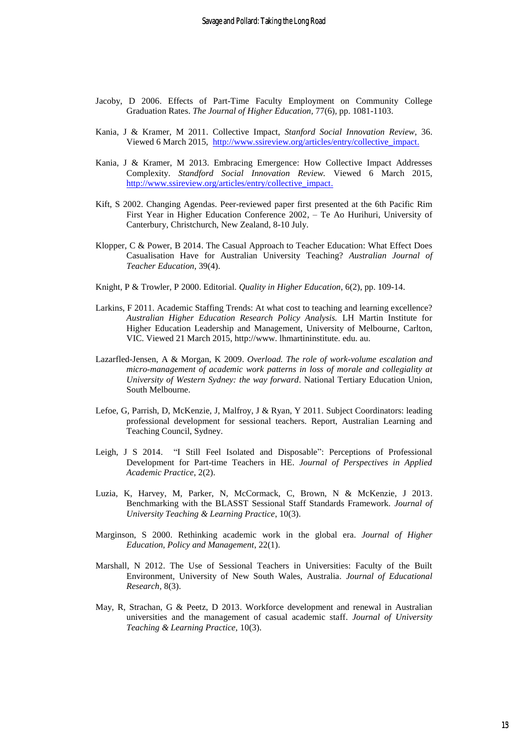Jacoby, D 2006. Effects of Part-Time Faculty Employment on Community College Graduation Rates. *The Journal of Higher Education*, 77(6), pp. 1081-1103.

Kania, J & Kramer, M 2011. Collective Impact, *Stanford Social Innovation Review*, 36. Viewed 6 March 2015, http://www.ssireview.org/articles/entry/collective_impact.

Kania, J & Kramer, M 2013. Embracing Emergence: How Collective Impact Addresses Complexity. *Standford Social Innovation Review.* Viewed 6 March 2015, http://www.ssireview.org/articles/entry/collective_impact.

Kift, S 2002. Changing Agendas. Peer-reviewed paper first presented at the 6th Pacific Rim First Year in Higher Education Conference 2002, – Te Ao Hurihuri, University of Canterbury, Christchurch, New Zealand, 8-10 July.

Klopper, C & Power, B 2014. The Casual Approach to Teacher Education: What Effect Does Casualisation Have for Australian University Teaching? *Australian Journal of Teacher Education*, 39(4).

Knight, P & Trowler, P 2000. Editorial. *Quality in Higher Education*, 6(2), pp. 109-14.

Larkins, F 2011. Academic Staffing Trends: At what cost to teaching and learning excellence? *Australian Higher Education Research Policy Analysis.* LH Martin Institute for Higher Education Leadership and Management, University of Melbourne, Carlton, VIC. Viewed 21 March 2015, http://www. lhmartininstitute. edu. au.

Lazarfled-Jensen, A & Morgan, K 2009. *Overload. The role of work-volume escalation and micro-management of academic work patterns in loss of morale and collegiality at University of Western Sydney: the way forward*. National Tertiary Education Union, South Melbourne.

Lefoe, G, Parrish, D, McKenzie, J, Malfroy, J & Ryan, Y 2011. Subject Coordinators: leading professional development for sessional teachers. Report, Australian Learning and Teaching Council, Sydney.

Leigh, J S 2014. "I Still Feel Isolated and Disposable": Perceptions of Professional Development for Part-time Teachers in HE. *Journal of Perspectives in Applied Academic Practice*, 2(2).

Luzia, K, Harvey, M, Parker, N, McCormack, C, Brown, N & McKenzie, J 2013. Benchmarking with the BLASST Sessional Staff Standards Framework. *Journal of University Teaching & Learning Practice*, 10(3).

Marginson, S 2000. Rethinking academic work in the global era. *Journal of Higher Education, Policy and Management*, 22(1).

Marshall, N 2012. The Use of Sessional Teachers in Universities: Faculty of the Built Environment, University of New South Wales, Australia. *Journal of Educational Research*, 8(3).

May, R, Strachan, G & Peetz, D 2013. Workforce development and renewal in Australian universities and the management of casual academic staff. *Journal of University Teaching & Learning Practice*, 10(3).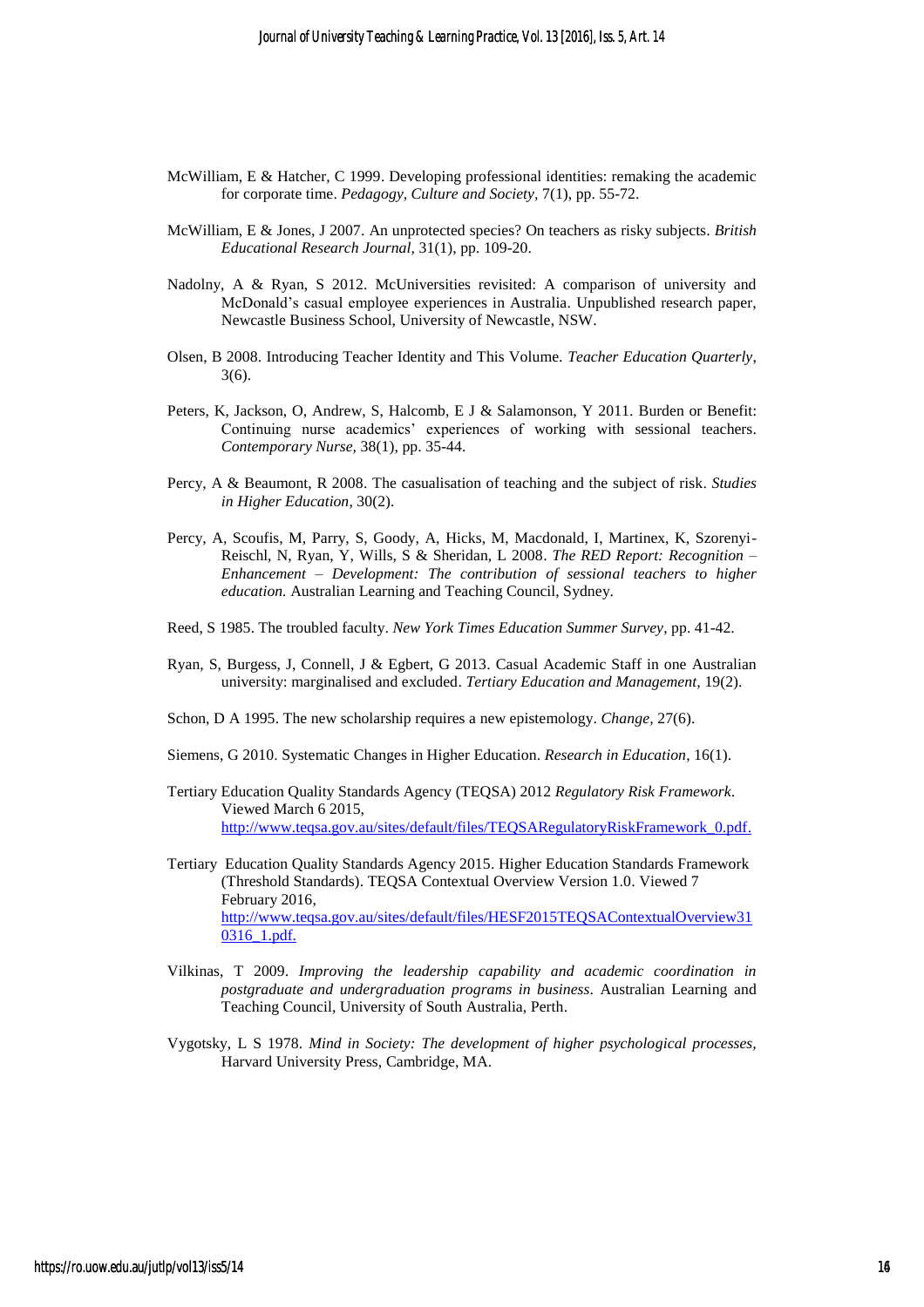McWilliam, E & Hatcher, C 1999. Developing professional identities: remaking the academic for corporate time. *Pedagogy, Culture and Society*, 7(1), pp. 55-72.

McWilliam, E & Jones, J 2007. An unprotected species? On teachers as risky subjects. *British Educational Research Journal*, 31(1), pp. 109-20.

Nadolny, A & Ryan, S 2012. McUniversities revisited: A comparison of university and McDonald's casual employee experiences in Australia. Unpublished research paper, Newcastle Business School, University of Newcastle, NSW.

Olsen, B 2008. Introducing Teacher Identity and This Volume. *Teacher Education Quarterly*, 3(6).

Peters, K, Jackson, O, Andrew, S, Halcomb, E J & Salamonson, Y 2011. Burden or Benefit: Continuing nurse academics' experiences of working with sessional teachers. *Contemporary Nurse*, 38(1), pp. 35-44.

Percy, A & Beaumont, R 2008. The casualisation of teaching and the subject of risk. *Studies in Higher Education*, 30(2).

Percy, A, Scoufis, M, Parry, S, Goody, A, Hicks, M, Macdonald, I, Martinex, K, Szorenyi-Reischl, N, Ryan, Y, Wills, S & Sheridan, L 2008. *The RED Report: Recognition – Enhancement – Development: The contribution of sessional teachers to higher education.* Australian Learning and Teaching Council, Sydney.

Reed, S 1985. The troubled faculty. *New York Times Education Summer Survey*, pp. 41-42.

Ryan, S, Burgess, J, Connell, J & Egbert, G 2013. Casual Academic Staff in one Australian university: marginalised and excluded. *Tertiary Education and Management,* 19(2).

Schon, D A 1995. The new scholarship requires a new epistemology. *Change,* 27(6).

Siemens, G 2010. Systematic Changes in Higher Education. *Research in Education*, 16(1).

Tertiary Education Quality Standards Agency (TEQSA) 2012 *Regulatory Risk Framework*. Viewed March 6 2015, http://www.teqsa.gov.au/sites/default/files/TEQSARegulatoryRiskFramework_0.pdf.

Tertiary Education Quality Standards Agency 2015. Higher Education Standards Framework (Threshold Standards). TEQSA Contextual Overview Version 1.0. Viewed 7 February 2016, http://www.teqsa.gov.au/sites/default/files/HESF2015TEQSAContextualOverview310316_1.pdf.

Vilkinas, T 2009. *Improving the leadership capability and academic coordination in postgraduate and undergraduation programs in business*. Australian Learning and Teaching Council, University of South Australia, Perth.

Vygotsky, L S 1978. *Mind in Society: The development of higher psychological processes*, Harvard University Press, Cambridge, MA.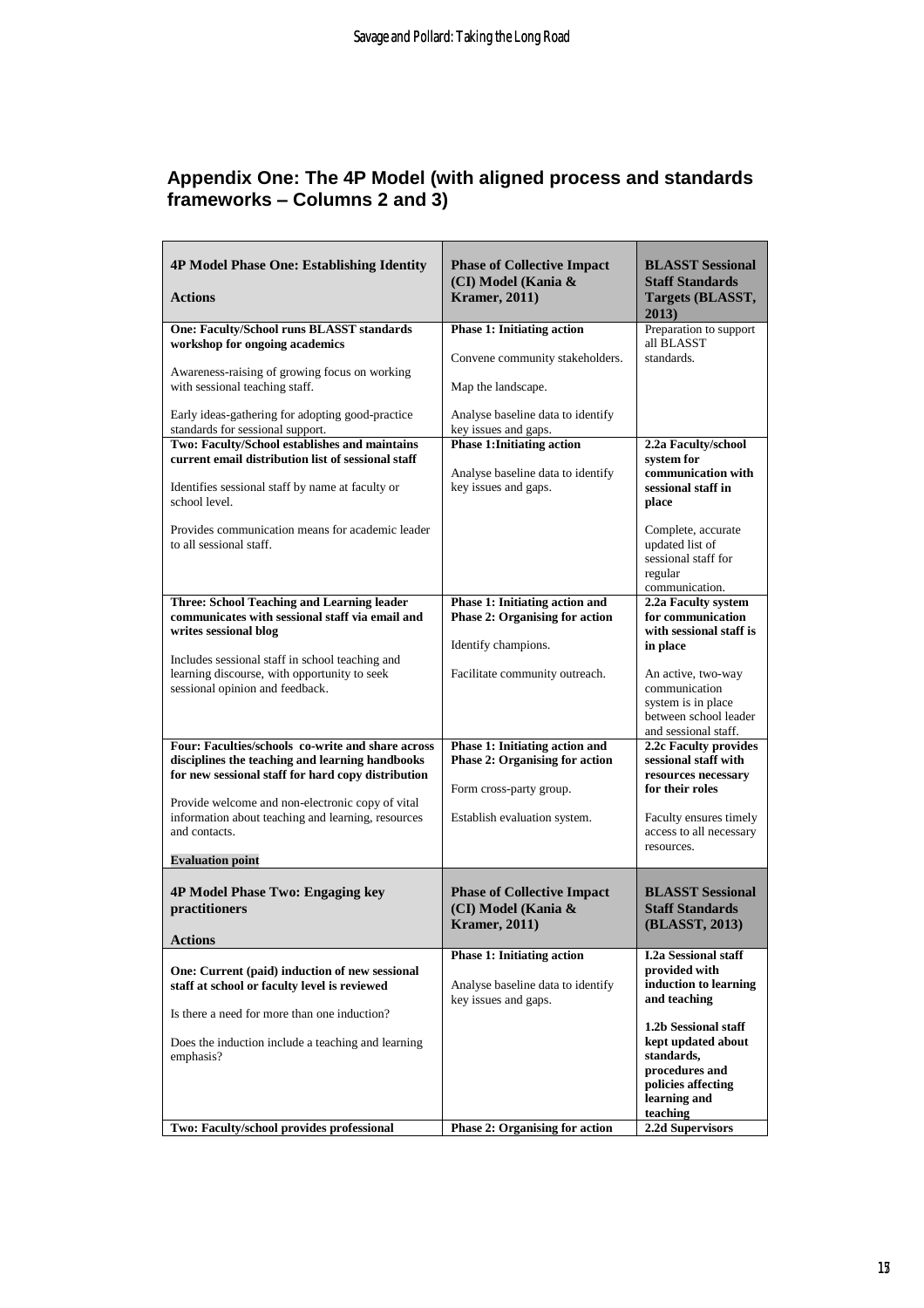## Appendix One: The 4P Model (with aligned process and standards frameworks – Columns 2 and 3)

| **4P Model Phase One: Establishing Identity**<br><br>**Actions** | **Phase of Collective Impact (CI) Model (Kania & Kramer, 2011)** | **BLASST Sessional Staff Standards Targets (BLASST, 2013)** |
|---|---|---|
| **One: Faculty/School runs BLASST standards workshop for ongoing academics**<br><br>Awareness-raising of growing focus on working with sessional teaching staff.<br><br>Early ideas-gathering for adopting good-practice standards for sessional support. | **Phase 1: Initiating action**<br><br>Convene community stakeholders.<br><br>Map the landscape.<br><br>Analyse baseline data to identify key issues and gaps. | Preparation to support all BLASST standards. |
| **Two: Faculty/School establishes and maintains current email distribution list of sessional staff**<br><br>Identifies sessional staff by name at faculty or school level.<br><br>Provides communication means for academic leader to all sessional staff. | **Phase 1:Initiating action**<br><br>Analyse baseline data to identify key issues and gaps. | **2.2a Faculty/school system for communication with sessional staff in place**<br><br>Complete, accurate updated list of sessional staff for regular communication. |
| **Three: School Teaching and Learning leader communicates with sessional staff via email and writes sessional blog**<br><br>Includes sessional staff in school teaching and learning discourse, with opportunity to seek sessional opinion and feedback. | **Phase 1: Initiating action and Phase 2: Organising for action**<br><br>Identify champions.<br><br>Facilitate community outreach. | **2.2a Faculty system for communication with sessional staff is in place**<br><br>An active, two-way communication system is in place between school leader and sessional staff. |
| **Four: Faculties/schools co-write and share across disciplines the teaching and learning handbooks for new sessional staff for hard copy distribution**<br><br>Provide welcome and non-electronic copy of vital information about teaching and learning, resources and contacts.<br><br>**Evaluation point** | **Phase 1: Initiating action and Phase 2: Organising for action**<br><br>Form cross-party group.<br><br>Establish evaluation system. | **2.2c Faculty provides sessional staff with resources necessary for their roles**<br><br>Faculty ensures timely access to all necessary resources. |
| **4P Model Phase Two: Engaging key practitioners**<br><br>**Actions** | **Phase of Collective Impact (CI) Model (Kania & Kramer, 2011)** | **BLASST Sessional Staff Standards (BLASST, 2013)** |
| **One: Current (paid) induction of new sessional staff at school or faculty level is reviewed**<br><br>Is there a need for more than one induction?<br><br>Does the induction include a teaching and learning emphasis? | **Phase 1: Initiating action**<br><br>Analyse baseline data to identify key issues and gaps. | **I.2a Sessional staff provided with induction to learning and teaching**<br><br>**1.2b Sessional staff kept updated about standards, procedures and policies affecting learning and teaching** |
| **Two: Faculty/school provides professional** | **Phase 2: Organising for action** | **2.2d Supervisors** |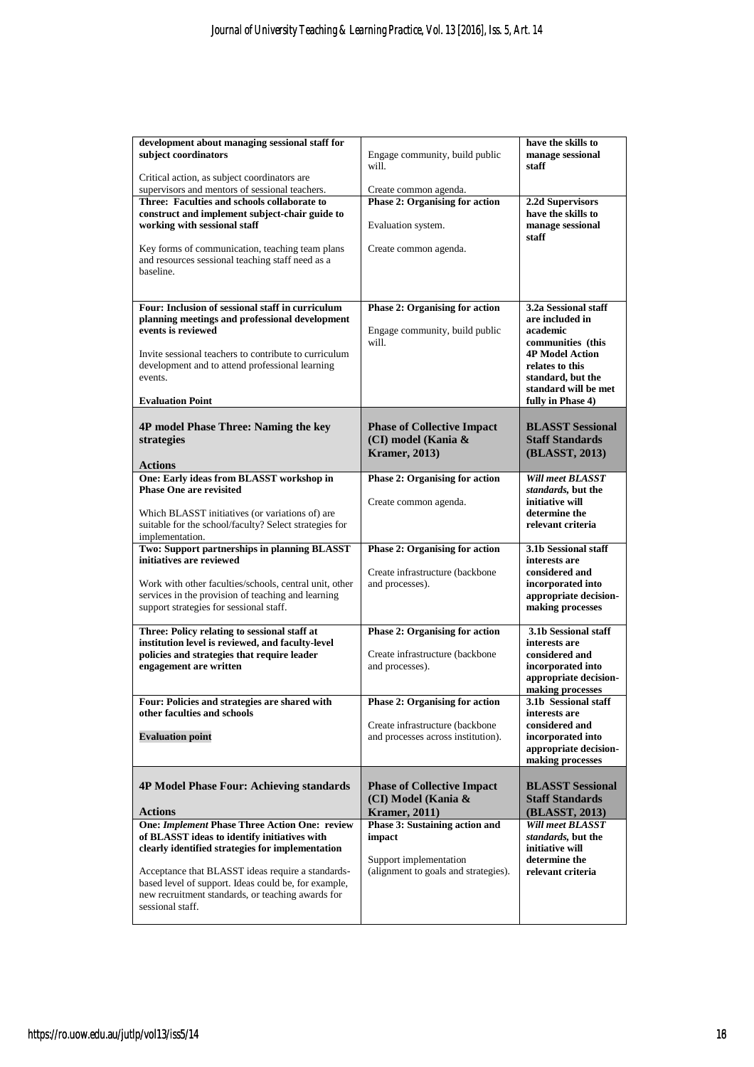| **development about managing sessional staff for subject coordinators**<br><br>Critical action, as subject coordinators are supervisors and mentors of sessional teachers. | Engage community, build public will.<br><br>Create common agenda. | **have the skills to manage sessional staff** |
|---|---|---|
| **Three: Faculties and schools collaborate to construct and implement subject-chair guide to working with sessional staff**<br><br>Key forms of communication, teaching team plans and resources sessional teaching staff need as a baseline. | **Phase 2: Organising for action**<br><br>Evaluation system.<br><br>Create common agenda. | **2.2d Supervisors have the skills to manage sessional staff** |
| **Four: Inclusion of sessional staff in curriculum planning meetings and professional development events is reviewed**<br><br>Invite sessional teachers to contribute to curriculum development and to attend professional learning events.<br><br>**Evaluation Point** | **Phase 2: Organising for action**<br><br>Engage community, build public will. | **3.2a Sessional staff are included in academic communities (this 4P Model Action relates to this standard, but the standard will be met fully in Phase 4)** |
| **4P model Phase Three: Naming the key strategies**<br><br>**Actions** | **Phase of Collective Impact (CI) model (Kania & Kramer, 2013)** | **BLASST Sessional Staff Standards (BLASST, 2013)** |
| **One: Early ideas from BLASST workshop in Phase One are revisited**<br><br>Which BLASST initiatives (or variations of) are suitable for the school/faculty? Select strategies for implementation. | **Phase 2: Organising for action**<br><br>Create common agenda. | ***Will meet BLASST standards*, but the initiative will determine the relevant criteria** |
| **Two: Support partnerships in planning BLASST initiatives are reviewed**<br><br>Work with other faculties/schools, central unit, other services in the provision of teaching and learning support strategies for sessional staff. | **Phase 2: Organising for action**<br><br>Create infrastructure (backbone and processes). | **3.1b Sessional staff interests are considered and incorporated into appropriate decision-making processes** |
| **Three: Policy relating to sessional staff at institution level is reviewed, and faculty-level policies and strategies that require leader engagement are written** | **Phase 2: Organising for action**<br><br>Create infrastructure (backbone and processes). | **3.1b Sessional staff interests are considered and incorporated into appropriate decision-making processes** |
| **Four: Policies and strategies are shared with other faculties and schools**<br><br>**Evaluation point** | **Phase 2: Organising for action**<br><br>Create infrastructure (backbone and processes across institution). | **3.1b Sessional staff interests are considered and incorporated into appropriate decision-making processes** |
| **4P Model Phase Four: Achieving standards**<br><br>**Actions** | **Phase of Collective Impact (CI) Model (Kania & Kramer, 2011)** | **BLASST Sessional Staff Standards (BLASST, 2013)** |
| **One: *Implement* Phase Three Action One: review of BLASST ideas to identify initiatives with clearly identified strategies for implementation**<br><br>Acceptance that BLASST ideas require a standards-based level of support. Ideas could be, for example, new recruitment standards, or teaching awards for sessional staff. | **Phase 3: Sustaining action and impact**<br><br>Support implementation (alignment to goals and strategies). | ***Will meet BLASST standards*, but the initiative will determine the relevant criteria** |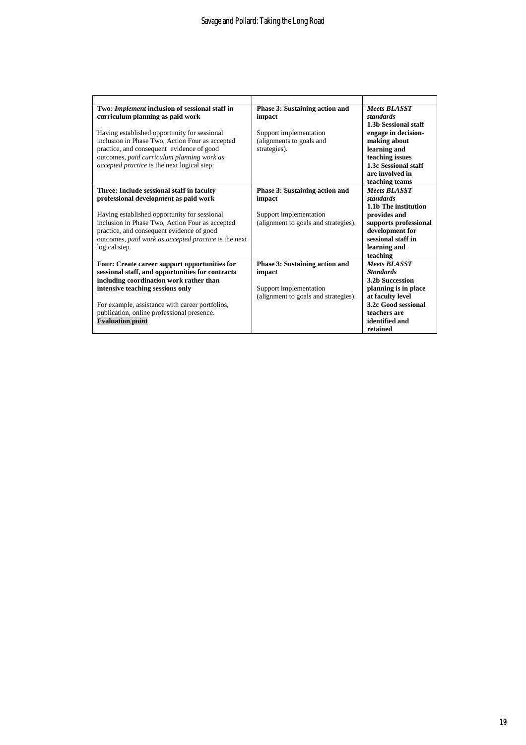| | | |
|---|---|---|
| **Two*: Implement* inclusion of sessional staff in curriculum planning as paid work**<br><br>Having established opportunity for sessional inclusion in Phase Two, Action Four as accepted practice, and consequent evidence of good outcomes, *paid curriculum planning work as accepted practice* is the next logical step. | **Phase 3: Sustaining action and impact**<br><br>Support implementation (alignments to goals and strategies). | ***Meets BLASST standards***<br>**1.3b Sessional staff engage in decision-making about learning and teaching issues**<br>**1.3c Sessional staff are involved in teaching teams** |
| **Three: Include sessional staff in faculty professional development as paid work**<br><br>Having established opportunity for sessional inclusion in Phase Two, Action Four as accepted practice, and consequent evidence of good outcomes, *paid work as accepted practice* is the next logical step. | **Phase 3: Sustaining action and impact**<br><br>Support implementation (alignment to goals and strategies). | ***Meets BLASST standards***<br>**1.1b The institution provides and supports professional development for sessional staff in learning and teaching** |
| **Four: Create career support opportunities for sessional staff, and opportunities for contracts including coordination work rather than intensive teaching sessions only**<br><br>For example, assistance with career portfolios, publication, online professional presence.<br>**Evaluation point** | **Phase 3: Sustaining action and impact**<br><br>Support implementation (alignment to goals and strategies). | ***Meets BLASST Standards***<br>**3.2b Succession planning is in place at faculty level**<br>**3.2c Good sessional teachers are identified and retained** |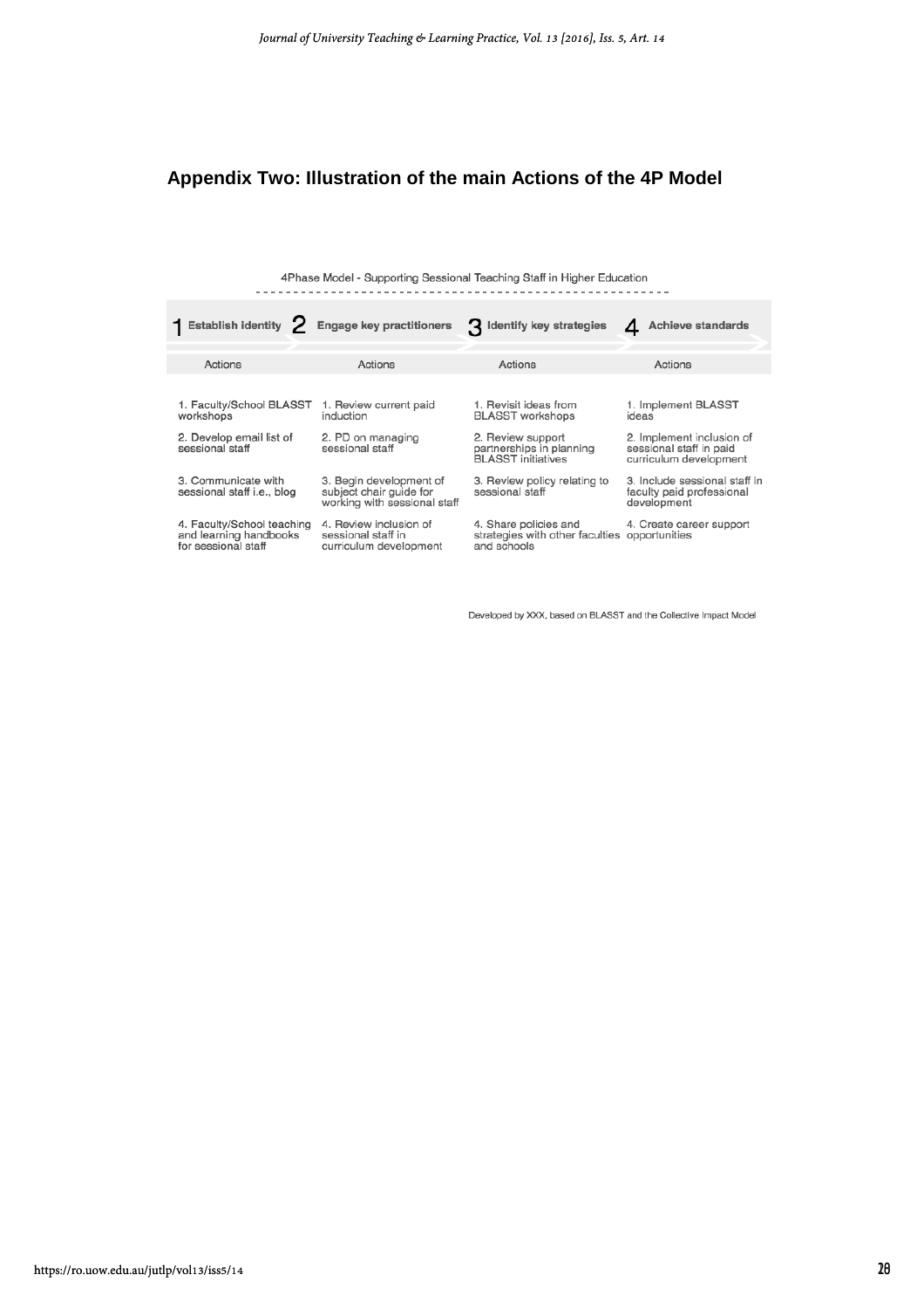## Appendix Two: Illustration of the main Actions of the 4P Model

4Phase Model - Supporting Sessional Teaching Staff in Higher Education

| 1 Establish identity | 2 Engage key practitioners | 3 Identify key strategies | 4 Achieve standards |
|---|---|---|---|
| Actions | Actions | Actions | Actions |
| 1. Faculty/School BLASST workshops | 1. Review current paid induction | 1. Revisit ideas from BLASST workshops | 1. Implement BLASST ideas |
| 2. Develop email list of sessional staff | 2. PD on managing sessional staff | 2. Review support partnerships in planning BLASST initiatives | 2. Implement inclusion of sessional staff in paid curriculum development |
| 3. Communicate with sessional staff i.e., blog | 3. Begin development of subject chair guide for working with sessional staff | 3. Review policy relating to sessional staff | 3. Include sessional staff in faculty paid professional development |
| 4. Faculty/School teaching and learning handbooks for sessional staff | 4. Review inclusion of sessional staff in curriculum development | 4. Share policies and strategies with other faculties and schools | 4. Create career support opportunities |

Developed by XXX, based on BLASST and the Collective Impact Model